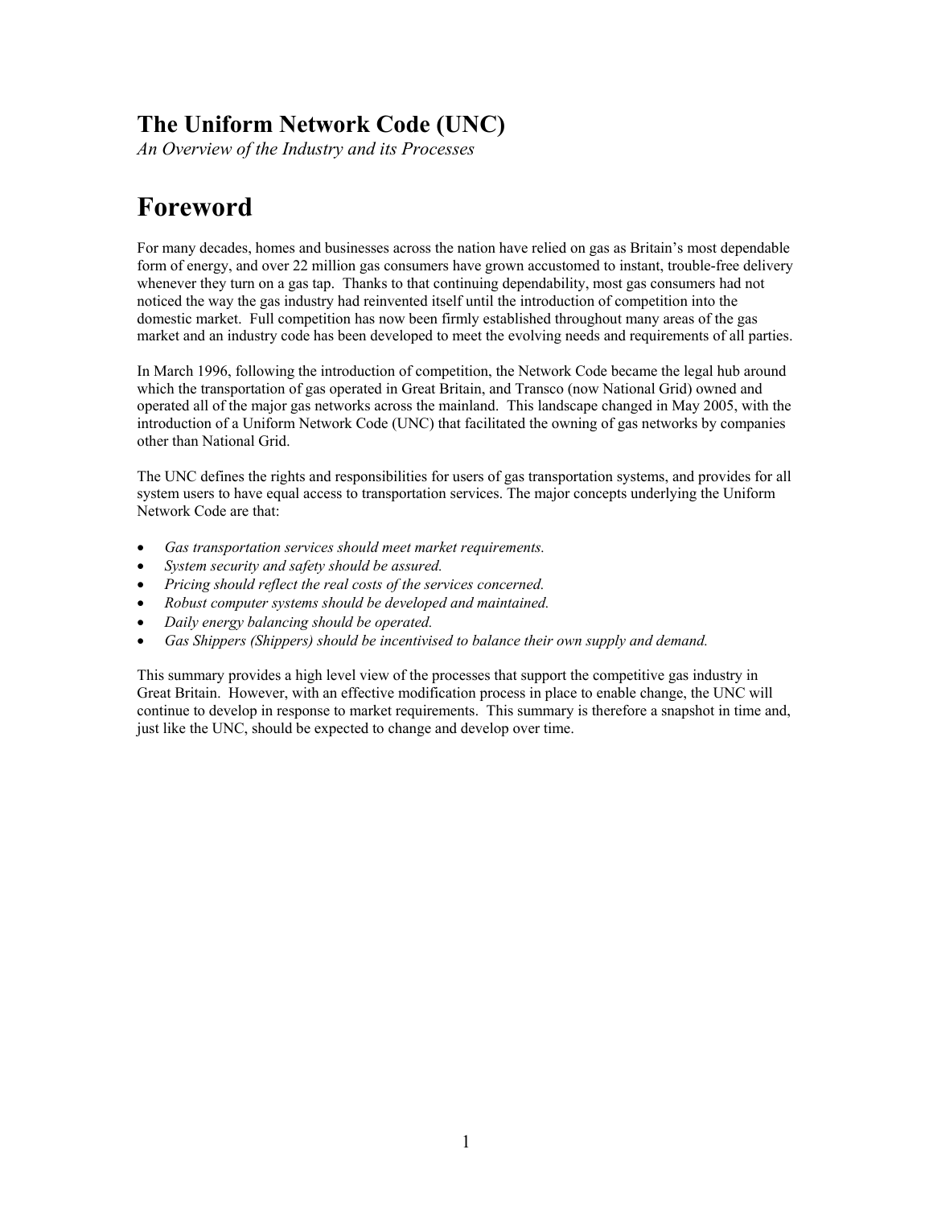# The Uniform Network Code (UNC)

*An Overview of the Industry and its Processes*

# Foreword

For many decades, homes and businesses across the nation have relied on gas as Britain's most dependable form of energy, and over 22 million gas consumers have grown accustomed to instant, trouble-free delivery whenever they turn on a gas tap. Thanks to that continuing dependability, most gas consumers had not noticed the way the gas industry had reinvented itself until the introduction of competition into the domestic market. Full competition has now been firmly established throughout many areas of the gas market and an industry code has been developed to meet the evolving needs and requirements of all parties.

In March 1996, following the introduction of competition, the Network Code became the legal hub around which the transportation of gas operated in Great Britain, and Transco (now National Grid) owned and operated all of the major gas networks across the mainland. This landscape changed in May 2005, with the introduction of a Uniform Network Code (UNC) that facilitated the owning of gas networks by companies other than National Grid.

The UNC defines the rights and responsibilities for users of gas transportation systems, and provides for all system users to have equal access to transportation services. The major concepts underlying the Uniform Network Code are that:

- *Gas transportation services should meet market requirements.*
- *System security and safety should be assured.*
- *Pricing should reflect the real costs of the services concerned.*
- *Robust computer systems should be developed and maintained.*
- *Daily energy balancing should be operated.*
- *Gas Shippers (Shippers) should be incentivised to balance their own supply and demand.*

This summary provides a high level view of the processes that support the competitive gas industry in Great Britain. However, with an effective modification process in place to enable change, the UNC will continue to develop in response to market requirements. This summary is therefore a snapshot in time and, just like the UNC, should be expected to change and develop over time.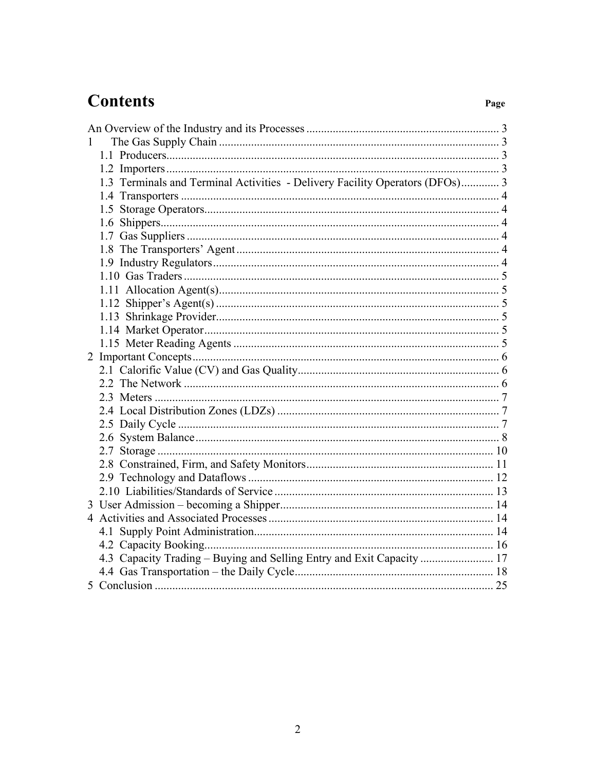# Contents

| | Page |
|---|---|
| An Overview of the Industry and its Processes | 3 |
| 1 The Gas Supply Chain | 3 |
| 1.1 Producers | 3 |
| 1.2 Importers | 3 |
| 1.3 Terminals and Terminal Activities - Delivery Facility Operators (DFOs) | 3 |
| 1.4 Transporters | 4 |
| 1.5 Storage Operators | 4 |
| 1.6 Shippers | 4 |
| 1.7 Gas Suppliers | 4 |
| 1.8 The Transporters' Agent | 4 |
| 1.9 Industry Regulators | 4 |
| 1.10 Gas Traders | 5 |
| 1.11 Allocation Agent(s) | 5 |
| 1.12 Shipper's Agent(s) | 5 |
| 1.13 Shrinkage Provider | 5 |
| 1.14 Market Operator | 5 |
| 1.15 Meter Reading Agents | 5 |
| 2 Important Concepts | 6 |
| 2.1 Calorific Value (CV) and Gas Quality | 6 |
| 2.2 The Network | 6 |
| 2.3 Meters | 7 |
| 2.4 Local Distribution Zones (LDZs) | 7 |
| 2.5 Daily Cycle | 7 |
| 2.6 System Balance | 8 |
| 2.7 Storage | 10 |
| 2.8 Constrained, Firm, and Safety Monitors | 11 |
| 2.9 Technology and Dataflows | 12 |
| 2.10 Liabilities/Standards of Service | 13 |
| 3 User Admission – becoming a Shipper | 14 |
| 4 Activities and Associated Processes | 14 |
| 4.1 Supply Point Administration | 14 |
| 4.2 Capacity Booking | 16 |
| 4.3 Capacity Trading – Buying and Selling Entry and Exit Capacity | 17 |
| 4.4 Gas Transportation – the Daily Cycle | 18 |
| 5 Conclusion | 25 |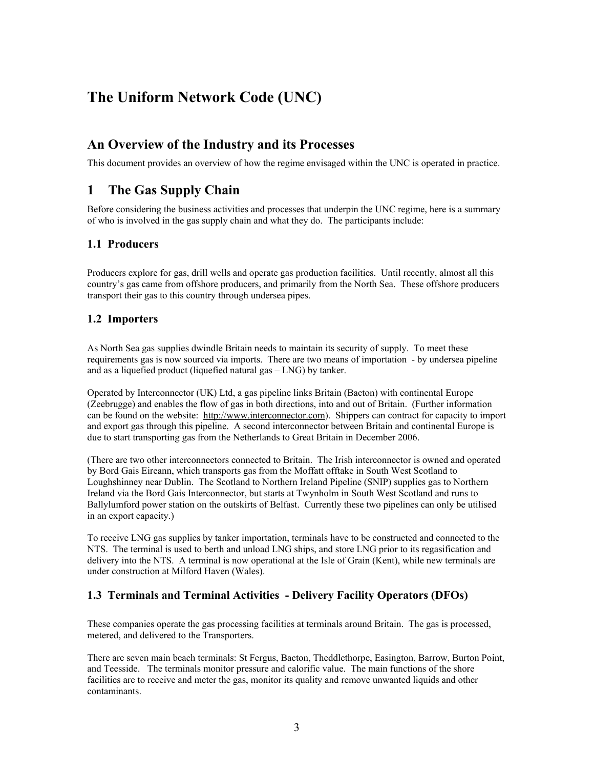# The Uniform Network Code (UNC)

## An Overview of the Industry and its Processes

This document provides an overview of how the regime envisaged within the UNC is operated in practice.

## 1 The Gas Supply Chain

Before considering the business activities and processes that underpin the UNC regime, here is a summary of who is involved in the gas supply chain and what they do. The participants include:

### 1.1 Producers

Producers explore for gas, drill wells and operate gas production facilities. Until recently, almost all this country's gas came from offshore producers, and primarily from the North Sea. These offshore producers transport their gas to this country through undersea pipes.

### 1.2 Importers

As North Sea gas supplies dwindle Britain needs to maintain its security of supply. To meet these requirements gas is now sourced via imports. There are two means of importation - by undersea pipeline and as a liquefied product (liquefied natural gas – LNG) by tanker.

Operated by Interconnector (UK) Ltd, a gas pipeline links Britain (Bacton) with continental Europe (Zeebrugge) and enables the flow of gas in both directions, into and out of Britain. (Further information can be found on the website: http://www.interconnector.com). Shippers can contract for capacity to import and export gas through this pipeline. A second interconnector between Britain and continental Europe is due to start transporting gas from the Netherlands to Great Britain in December 2006.

(There are two other interconnectors connected to Britain. The Irish interconnector is owned and operated by Bord Gais Eireann, which transports gas from the Moffatt offtake in South West Scotland to Loughshinney near Dublin. The Scotland to Northern Ireland Pipeline (SNIP) supplies gas to Northern Ireland via the Bord Gais Interconnector, but starts at Twynholm in South West Scotland and runs to Ballylumford power station on the outskirts of Belfast. Currently these two pipelines can only be utilised in an export capacity.)

To receive LNG gas supplies by tanker importation, terminals have to be constructed and connected to the NTS. The terminal is used to berth and unload LNG ships, and store LNG prior to its regasification and delivery into the NTS. A terminal is now operational at the Isle of Grain (Kent), while new terminals are under construction at Milford Haven (Wales).

### 1.3 Terminals and Terminal Activities - Delivery Facility Operators (DFOs)

These companies operate the gas processing facilities at terminals around Britain. The gas is processed, metered, and delivered to the Transporters.

There are seven main beach terminals: St Fergus, Bacton, Theddlethorpe, Easington, Barrow, Burton Point, and Teesside. The terminals monitor pressure and calorific value. The main functions of the shore facilities are to receive and meter the gas, monitor its quality and remove unwanted liquids and other contaminants.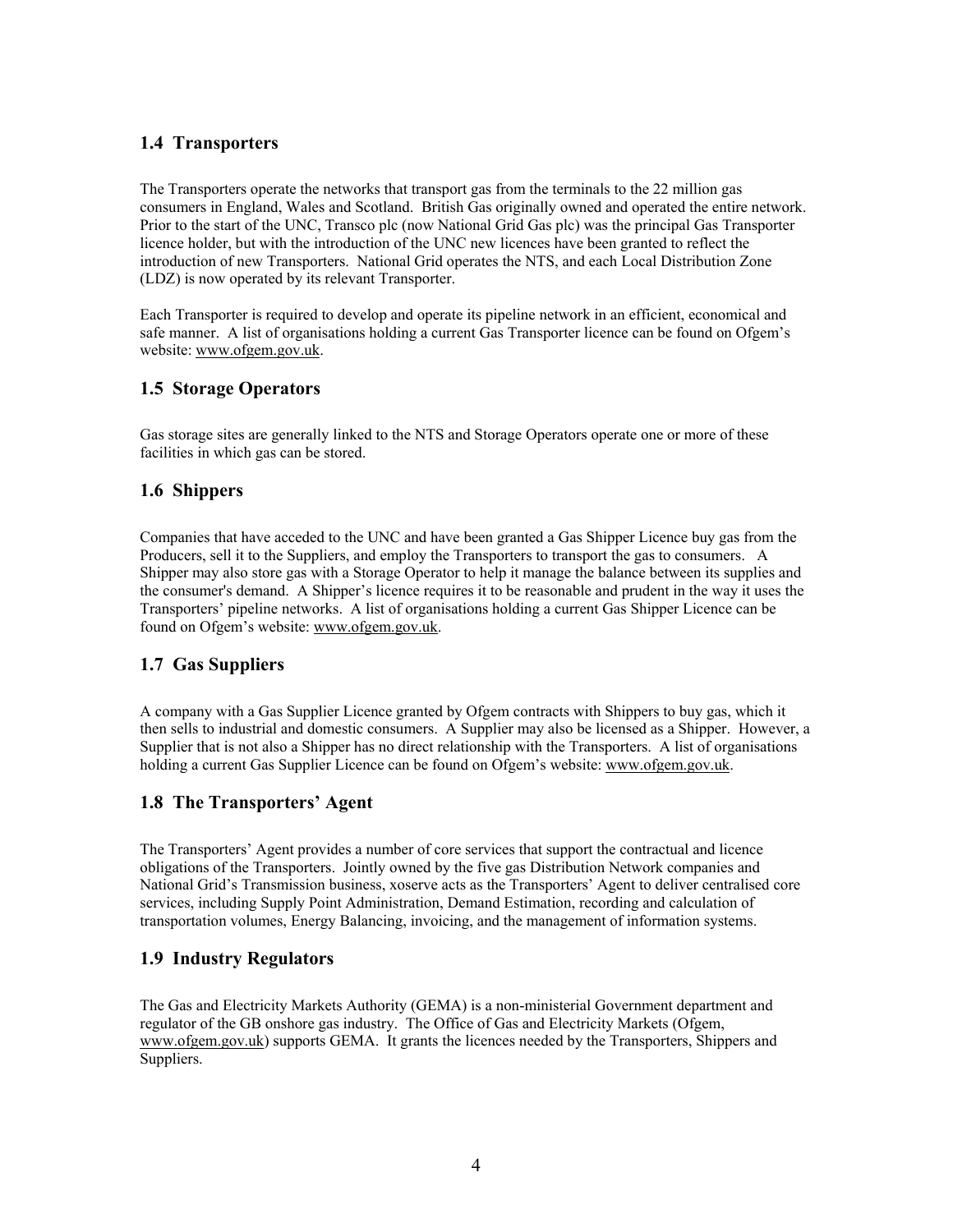## 1.4 Transporters

The Transporters operate the networks that transport gas from the terminals to the 22 million gas consumers in England, Wales and Scotland. British Gas originally owned and operated the entire network. Prior to the start of the UNC, Transco plc (now National Grid Gas plc) was the principal Gas Transporter licence holder, but with the introduction of the UNC new licences have been granted to reflect the introduction of new Transporters. National Grid operates the NTS, and each Local Distribution Zone (LDZ) is now operated by its relevant Transporter.

Each Transporter is required to develop and operate its pipeline network in an efficient, economical and safe manner. A list of organisations holding a current Gas Transporter licence can be found on Ofgem's website: www.ofgem.gov.uk.

## 1.5 Storage Operators

Gas storage sites are generally linked to the NTS and Storage Operators operate one or more of these facilities in which gas can be stored.

## 1.6 Shippers

Companies that have acceded to the UNC and have been granted a Gas Shipper Licence buy gas from the Producers, sell it to the Suppliers, and employ the Transporters to transport the gas to consumers. A Shipper may also store gas with a Storage Operator to help it manage the balance between its supplies and the consumer's demand. A Shipper's licence requires it to be reasonable and prudent in the way it uses the Transporters' pipeline networks. A list of organisations holding a current Gas Shipper Licence can be found on Ofgem's website: www.ofgem.gov.uk.

## 1.7 Gas Suppliers

A company with a Gas Supplier Licence granted by Ofgem contracts with Shippers to buy gas, which it then sells to industrial and domestic consumers. A Supplier may also be licensed as a Shipper. However, a Supplier that is not also a Shipper has no direct relationship with the Transporters. A list of organisations holding a current Gas Supplier Licence can be found on Ofgem's website: www.ofgem.gov.uk.

## 1.8 The Transporters' Agent

The Transporters' Agent provides a number of core services that support the contractual and licence obligations of the Transporters. Jointly owned by the five gas Distribution Network companies and National Grid's Transmission business, xoserve acts as the Transporters' Agent to deliver centralised core services, including Supply Point Administration, Demand Estimation, recording and calculation of transportation volumes, Energy Balancing, invoicing, and the management of information systems.

## 1.9 Industry Regulators

The Gas and Electricity Markets Authority (GEMA) is a non-ministerial Government department and regulator of the GB onshore gas industry. The Office of Gas and Electricity Markets (Ofgem, www.ofgem.gov.uk) supports GEMA. It grants the licences needed by the Transporters, Shippers and Suppliers.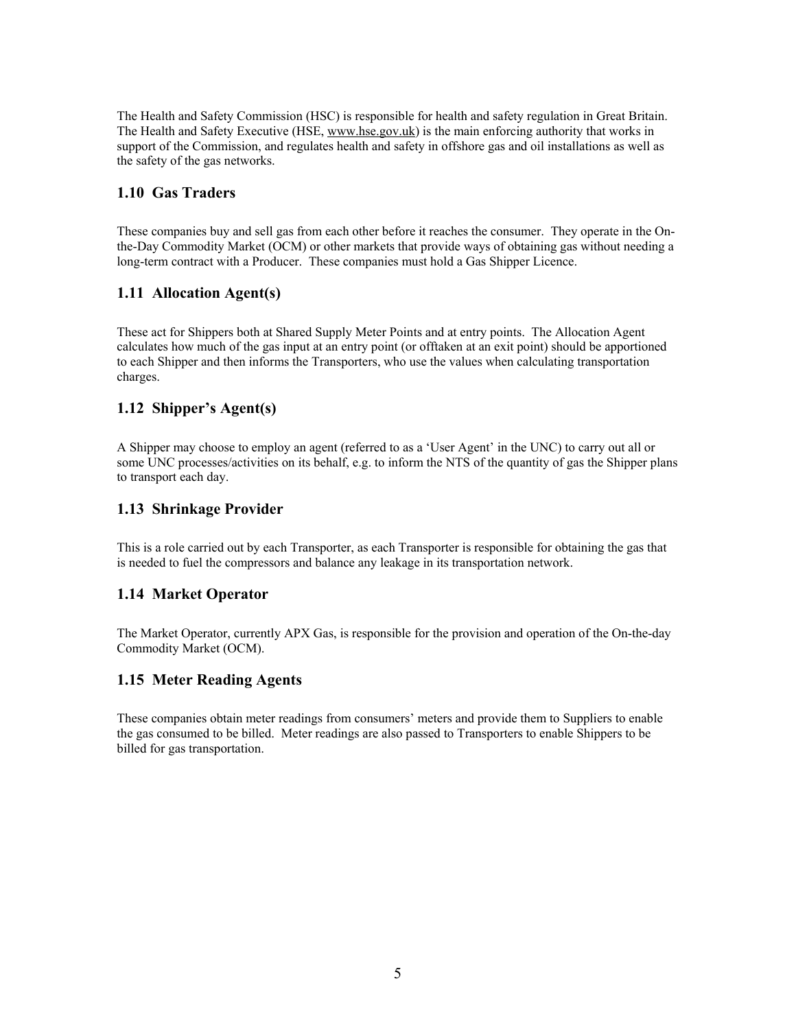The Health and Safety Commission (HSC) is responsible for health and safety regulation in Great Britain. The Health and Safety Executive (HSE, www.hse.gov.uk) is the main enforcing authority that works in support of the Commission, and regulates health and safety in offshore gas and oil installations as well as the safety of the gas networks.

## 1.10 Gas Traders

These companies buy and sell gas from each other before it reaches the consumer. They operate in the On-the-Day Commodity Market (OCM) or other markets that provide ways of obtaining gas without needing a long-term contract with a Producer. These companies must hold a Gas Shipper Licence.

## 1.11 Allocation Agent(s)

These act for Shippers both at Shared Supply Meter Points and at entry points. The Allocation Agent calculates how much of the gas input at an entry point (or offtaken at an exit point) should be apportioned to each Shipper and then informs the Transporters, who use the values when calculating transportation charges.

## 1.12 Shipper's Agent(s)

A Shipper may choose to employ an agent (referred to as a 'User Agent' in the UNC) to carry out all or some UNC processes/activities on its behalf, e.g. to inform the NTS of the quantity of gas the Shipper plans to transport each day.

## 1.13 Shrinkage Provider

This is a role carried out by each Transporter, as each Transporter is responsible for obtaining the gas that is needed to fuel the compressors and balance any leakage in its transportation network.

## 1.14 Market Operator

The Market Operator, currently APX Gas, is responsible for the provision and operation of the On-the-day Commodity Market (OCM).

## 1.15 Meter Reading Agents

These companies obtain meter readings from consumers' meters and provide them to Suppliers to enable the gas consumed to be billed. Meter readings are also passed to Transporters to enable Shippers to be billed for gas transportation.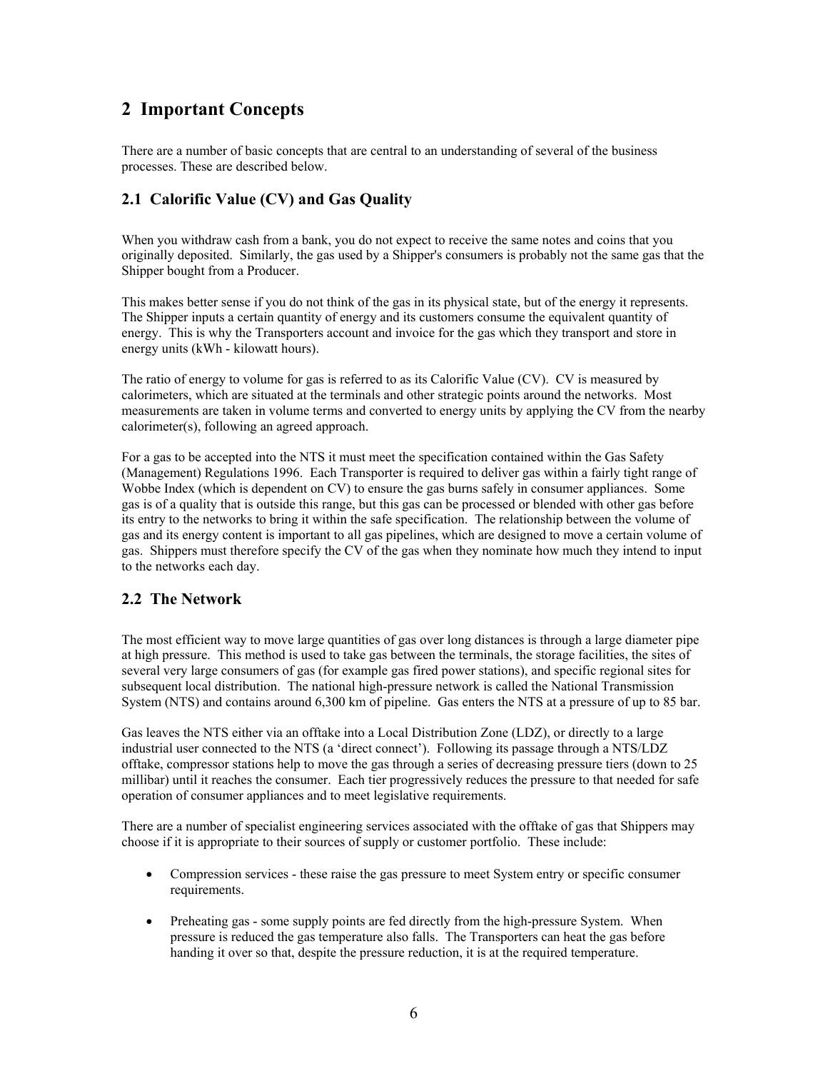# 2 Important Concepts

There are a number of basic concepts that are central to an understanding of several of the business processes. These are described below.

## 2.1 Calorific Value (CV) and Gas Quality

When you withdraw cash from a bank, you do not expect to receive the same notes and coins that you originally deposited. Similarly, the gas used by a Shipper's consumers is probably not the same gas that the Shipper bought from a Producer.

This makes better sense if you do not think of the gas in its physical state, but of the energy it represents. The Shipper inputs a certain quantity of energy and its customers consume the equivalent quantity of energy. This is why the Transporters account and invoice for the gas which they transport and store in energy units (kWh - kilowatt hours).

The ratio of energy to volume for gas is referred to as its Calorific Value (CV). CV is measured by calorimeters, which are situated at the terminals and other strategic points around the networks. Most measurements are taken in volume terms and converted to energy units by applying the CV from the nearby calorimeter(s), following an agreed approach.

For a gas to be accepted into the NTS it must meet the specification contained within the Gas Safety (Management) Regulations 1996. Each Transporter is required to deliver gas within a fairly tight range of Wobbe Index (which is dependent on CV) to ensure the gas burns safely in consumer appliances. Some gas is of a quality that is outside this range, but this gas can be processed or blended with other gas before its entry to the networks to bring it within the safe specification. The relationship between the volume of gas and its energy content is important to all gas pipelines, which are designed to move a certain volume of gas. Shippers must therefore specify the CV of the gas when they nominate how much they intend to input to the networks each day.

## 2.2 The Network

The most efficient way to move large quantities of gas over long distances is through a large diameter pipe at high pressure. This method is used to take gas between the terminals, the storage facilities, the sites of several very large consumers of gas (for example gas fired power stations), and specific regional sites for subsequent local distribution. The national high-pressure network is called the National Transmission System (NTS) and contains around 6,300 km of pipeline. Gas enters the NTS at a pressure of up to 85 bar.

Gas leaves the NTS either via an offtake into a Local Distribution Zone (LDZ), or directly to a large industrial user connected to the NTS (a 'direct connect'). Following its passage through a NTS/LDZ offtake, compressor stations help to move the gas through a series of decreasing pressure tiers (down to 25 millibar) until it reaches the consumer. Each tier progressively reduces the pressure to that needed for safe operation of consumer appliances and to meet legislative requirements.

There are a number of specialist engineering services associated with the offtake of gas that Shippers may choose if it is appropriate to their sources of supply or customer portfolio. These include:

- Compression services - these raise the gas pressure to meet System entry or specific consumer requirements.
- Preheating gas - some supply points are fed directly from the high-pressure System. When pressure is reduced the gas temperature also falls. The Transporters can heat the gas before handing it over so that, despite the pressure reduction, it is at the required temperature.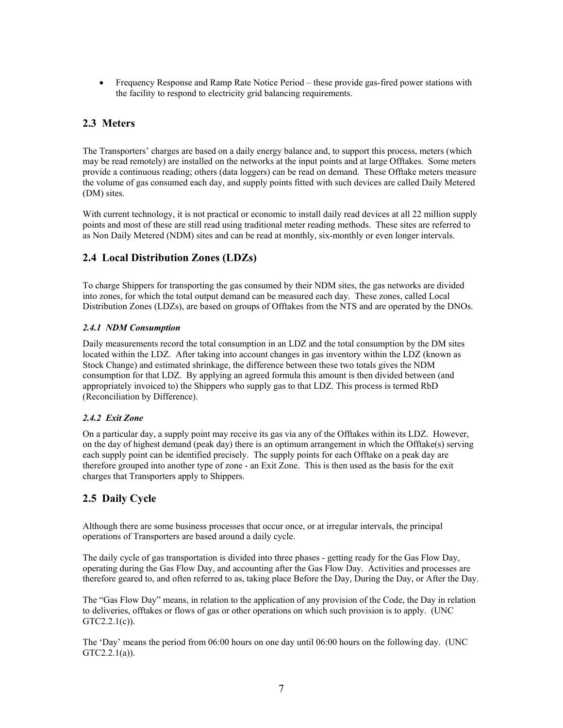- Frequency Response and Ramp Rate Notice Period – these provide gas-fired power stations with the facility to respond to electricity grid balancing requirements.

## 2.3 Meters

The Transporters' charges are based on a daily energy balance and, to support this process, meters (which may be read remotely) are installed on the networks at the input points and at large Offtakes. Some meters provide a continuous reading; others (data loggers) can be read on demand. These Offtake meters measure the volume of gas consumed each day, and supply points fitted with such devices are called Daily Metered (DM) sites.

With current technology, it is not practical or economic to install daily read devices at all 22 million supply points and most of these are still read using traditional meter reading methods. These sites are referred to as Non Daily Metered (NDM) sites and can be read at monthly, six-monthly or even longer intervals.

## 2.4 Local Distribution Zones (LDZs)

To charge Shippers for transporting the gas consumed by their NDM sites, the gas networks are divided into zones, for which the total output demand can be measured each day. These zones, called Local Distribution Zones (LDZs), are based on groups of Offtakes from the NTS and are operated by the DNOs.

### *2.4.1 NDM Consumption*

Daily measurements record the total consumption in an LDZ and the total consumption by the DM sites located within the LDZ. After taking into account changes in gas inventory within the LDZ (known as Stock Change) and estimated shrinkage, the difference between these two totals gives the NDM consumption for that LDZ. By applying an agreed formula this amount is then divided between (and appropriately invoiced to) the Shippers who supply gas to that LDZ. This process is termed RbD (Reconciliation by Difference).

### *2.4.2 Exit Zone*

On a particular day, a supply point may receive its gas via any of the Offtakes within its LDZ. However, on the day of highest demand (peak day) there is an optimum arrangement in which the Offtake(s) serving each supply point can be identified precisely. The supply points for each Offtake on a peak day are therefore grouped into another type of zone - an Exit Zone. This is then used as the basis for the exit charges that Transporters apply to Shippers.

## 2.5 Daily Cycle

Although there are some business processes that occur once, or at irregular intervals, the principal operations of Transporters are based around a daily cycle.

The daily cycle of gas transportation is divided into three phases - getting ready for the Gas Flow Day, operating during the Gas Flow Day, and accounting after the Gas Flow Day. Activities and processes are therefore geared to, and often referred to as, taking place Before the Day, During the Day, or After the Day.

The "Gas Flow Day" means, in relation to the application of any provision of the Code, the Day in relation to deliveries, offtakes or flows of gas or other operations on which such provision is to apply. (UNC GTC2.2.1(c)).

The 'Day' means the period from 06:00 hours on one day until 06:00 hours on the following day. (UNC GTC2.2.1(a)).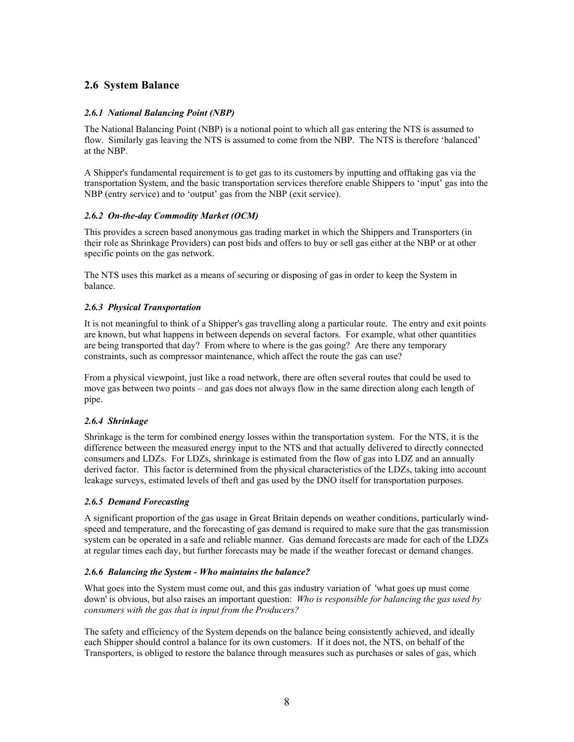## 2.6 System Balance

### *2.6.1 National Balancing Point (NBP)*

The National Balancing Point (NBP) is a notional point to which all gas entering the NTS is assumed to flow. Similarly gas leaving the NTS is assumed to come from the NBP. The NTS is therefore 'balanced' at the NBP.

A Shipper's fundamental requirement is to get gas to its customers by inputting and offtaking gas via the transportation System, and the basic transportation services therefore enable Shippers to 'input' gas into the NBP (entry service) and to 'output' gas from the NBP (exit service).

### *2.6.2 On-the-day Commodity Market (OCM)*

This provides a screen based anonymous gas trading market in which the Shippers and Transporters (in their role as Shrinkage Providers) can post bids and offers to buy or sell gas either at the NBP or at other specific points on the gas network.

The NTS uses this market as a means of securing or disposing of gas in order to keep the System in balance.

### *2.6.3 Physical Transportation*

It is not meaningful to think of a Shipper's gas travelling along a particular route. The entry and exit points are known, but what happens in between depends on several factors. For example, what other quantities are being transported that day? From where to where is the gas going? Are there any temporary constraints, such as compressor maintenance, which affect the route the gas can use?

From a physical viewpoint, just like a road network, there are often several routes that could be used to move gas between two points – and gas does not always flow in the same direction along each length of pipe.

### *2.6.4 Shrinkage*

Shrinkage is the term for combined energy losses within the transportation system. For the NTS, it is the difference between the measured energy input to the NTS and that actually delivered to directly connected consumers and LDZs. For LDZs, shrinkage is estimated from the flow of gas into LDZ and an annually derived factor. This factor is determined from the physical characteristics of the LDZs, taking into account leakage surveys, estimated levels of theft and gas used by the DNO itself for transportation purposes.

### *2.6.5 Demand Forecasting*

A significant proportion of the gas usage in Great Britain depends on weather conditions, particularly wind-speed and temperature, and the forecasting of gas demand is required to make sure that the gas transmission system can be operated in a safe and reliable manner. Gas demand forecasts are made for each of the LDZs at regular times each day, but further forecasts may be made if the weather forecast or demand changes.

### *2.6.6 Balancing the System - Who maintains the balance?*

What goes into the System must come out, and this gas industry variation of 'what goes up must come down' is obvious, but also raises an important question: *Who is responsible for balancing the gas used by consumers with the gas that is input from the Producers?*

The safety and efficiency of the System depends on the balance being consistently achieved, and ideally each Shipper should control a balance for its own customers. If it does not, the NTS, on behalf of the Transporters, is obliged to restore the balance through measures such as purchases or sales of gas, which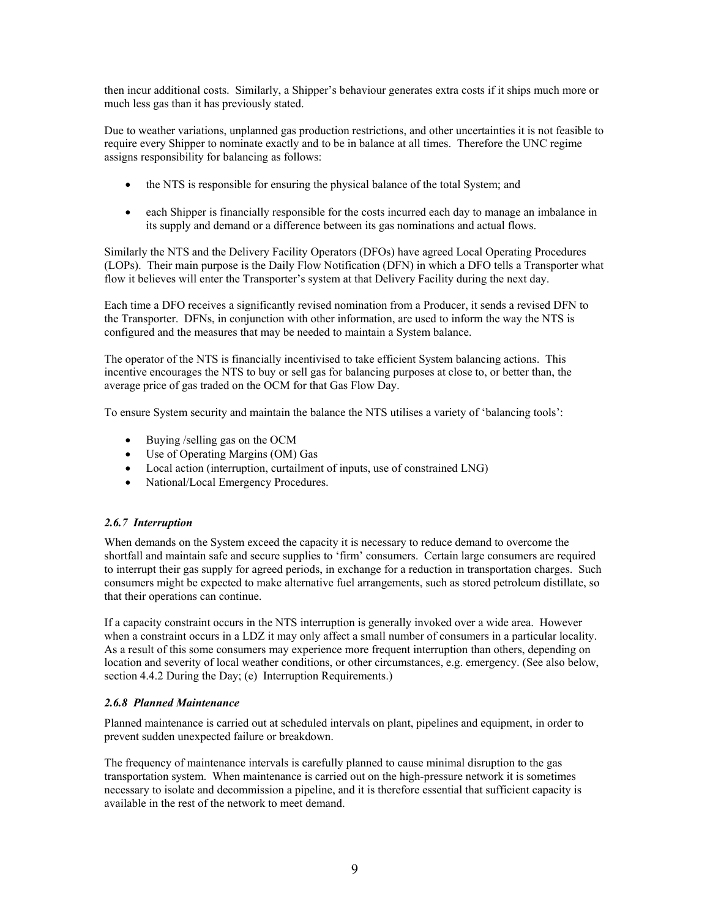then incur additional costs. Similarly, a Shipper's behaviour generates extra costs if it ships much more or much less gas than it has previously stated.

Due to weather variations, unplanned gas production restrictions, and other uncertainties it is not feasible to require every Shipper to nominate exactly and to be in balance at all times. Therefore the UNC regime assigns responsibility for balancing as follows:

- the NTS is responsible for ensuring the physical balance of the total System; and
- each Shipper is financially responsible for the costs incurred each day to manage an imbalance in its supply and demand or a difference between its gas nominations and actual flows.

Similarly the NTS and the Delivery Facility Operators (DFOs) have agreed Local Operating Procedures (LOPs). Their main purpose is the Daily Flow Notification (DFN) in which a DFO tells a Transporter what flow it believes will enter the Transporter's system at that Delivery Facility during the next day.

Each time a DFO receives a significantly revised nomination from a Producer, it sends a revised DFN to the Transporter. DFNs, in conjunction with other information, are used to inform the way the NTS is configured and the measures that may be needed to maintain a System balance.

The operator of the NTS is financially incentivised to take efficient System balancing actions. This incentive encourages the NTS to buy or sell gas for balancing purposes at close to, or better than, the average price of gas traded on the OCM for that Gas Flow Day.

To ensure System security and maintain the balance the NTS utilises a variety of 'balancing tools':

- Buying /selling gas on the OCM
- Use of Operating Margins (OM) Gas
- Local action (interruption, curtailment of inputs, use of constrained LNG)
- National/Local Emergency Procedures.

### *2.6.7 Interruption*

When demands on the System exceed the capacity it is necessary to reduce demand to overcome the shortfall and maintain safe and secure supplies to 'firm' consumers. Certain large consumers are required to interrupt their gas supply for agreed periods, in exchange for a reduction in transportation charges. Such consumers might be expected to make alternative fuel arrangements, such as stored petroleum distillate, so that their operations can continue.

If a capacity constraint occurs in the NTS interruption is generally invoked over a wide area. However when a constraint occurs in a LDZ it may only affect a small number of consumers in a particular locality. As a result of this some consumers may experience more frequent interruption than others, depending on location and severity of local weather conditions, or other circumstances, e.g. emergency. (See also below, section 4.4.2 During the Day; (e) Interruption Requirements.)

### *2.6.8 Planned Maintenance*

Planned maintenance is carried out at scheduled intervals on plant, pipelines and equipment, in order to prevent sudden unexpected failure or breakdown.

The frequency of maintenance intervals is carefully planned to cause minimal disruption to the gas transportation system. When maintenance is carried out on the high-pressure network it is sometimes necessary to isolate and decommission a pipeline, and it is therefore essential that sufficient capacity is available in the rest of the network to meet demand.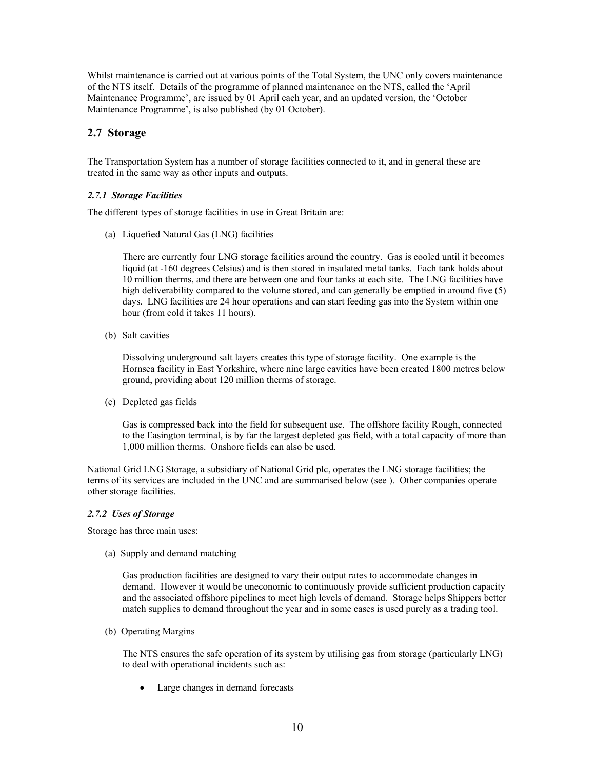Whilst maintenance is carried out at various points of the Total System, the UNC only covers maintenance of the NTS itself. Details of the programme of planned maintenance on the NTS, called the 'April Maintenance Programme', are issued by 01 April each year, and an updated version, the 'October Maintenance Programme', is also published (by 01 October).

## 2.7 Storage

The Transportation System has a number of storage facilities connected to it, and in general these are treated in the same way as other inputs and outputs.

### *2.7.1 Storage Facilities*

The different types of storage facilities in use in Great Britain are:

(a) Liquefied Natural Gas (LNG) facilities

There are currently four LNG storage facilities around the country. Gas is cooled until it becomes liquid (at -160 degrees Celsius) and is then stored in insulated metal tanks. Each tank holds about 10 million therms, and there are between one and four tanks at each site. The LNG facilities have high deliverability compared to the volume stored, and can generally be emptied in around five (5) days. LNG facilities are 24 hour operations and can start feeding gas into the System within one hour (from cold it takes 11 hours).

(b) Salt cavities

Dissolving underground salt layers creates this type of storage facility. One example is the Hornsea facility in East Yorkshire, where nine large cavities have been created 1800 metres below ground, providing about 120 million therms of storage.

(c) Depleted gas fields

Gas is compressed back into the field for subsequent use. The offshore facility Rough, connected to the Easington terminal, is by far the largest depleted gas field, with a total capacity of more than 1,000 million therms. Onshore fields can also be used.

National Grid LNG Storage, a subsidiary of National Grid plc, operates the LNG storage facilities; the terms of its services are included in the UNC and are summarised below (see ). Other companies operate other storage facilities.

### *2.7.2 Uses of Storage*

Storage has three main uses:

(a) Supply and demand matching

Gas production facilities are designed to vary their output rates to accommodate changes in demand. However it would be uneconomic to continuously provide sufficient production capacity and the associated offshore pipelines to meet high levels of demand. Storage helps Shippers better match supplies to demand throughout the year and in some cases is used purely as a trading tool.

(b) Operating Margins

The NTS ensures the safe operation of its system by utilising gas from storage (particularly LNG) to deal with operational incidents such as:

- Large changes in demand forecasts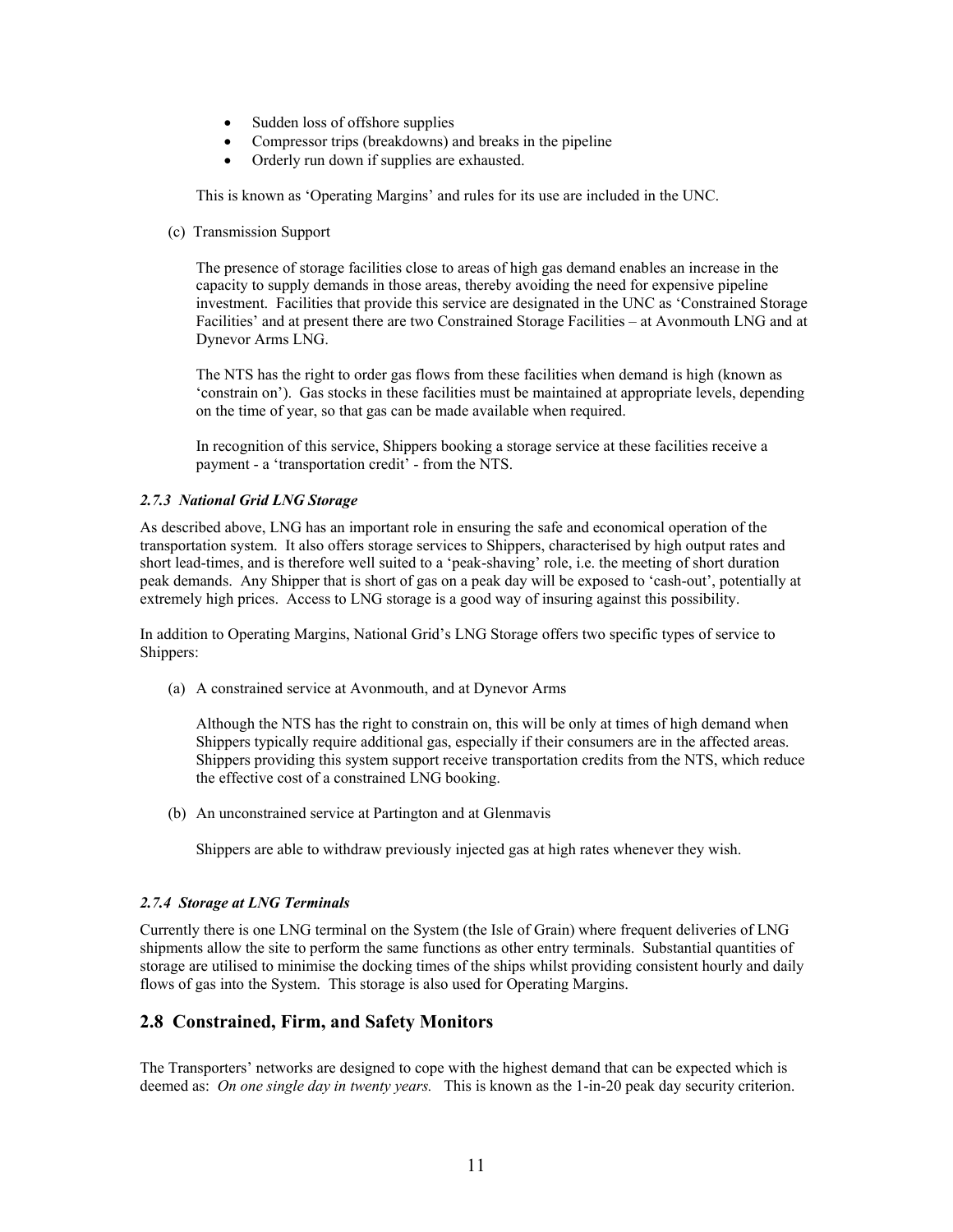- Sudden loss of offshore supplies
- Compressor trips (breakdowns) and breaks in the pipeline
- Orderly run down if supplies are exhausted.

This is known as 'Operating Margins' and rules for its use are included in the UNC.

(c) Transmission Support

The presence of storage facilities close to areas of high gas demand enables an increase in the capacity to supply demands in those areas, thereby avoiding the need for expensive pipeline investment. Facilities that provide this service are designated in the UNC as 'Constrained Storage Facilities' and at present there are two Constrained Storage Facilities – at Avonmouth LNG and at Dynevor Arms LNG.

The NTS has the right to order gas flows from these facilities when demand is high (known as 'constrain on'). Gas stocks in these facilities must be maintained at appropriate levels, depending on the time of year, so that gas can be made available when required.

In recognition of this service, Shippers booking a storage service at these facilities receive a payment - a 'transportation credit' - from the NTS.

#### *2.7.3 National Grid LNG Storage*

As described above, LNG has an important role in ensuring the safe and economical operation of the transportation system. It also offers storage services to Shippers, characterised by high output rates and short lead-times, and is therefore well suited to a 'peak-shaving' role, i.e. the meeting of short duration peak demands. Any Shipper that is short of gas on a peak day will be exposed to 'cash-out', potentially at extremely high prices. Access to LNG storage is a good way of insuring against this possibility.

In addition to Operating Margins, National Grid's LNG Storage offers two specific types of service to Shippers:

(a) A constrained service at Avonmouth, and at Dynevor Arms

Although the NTS has the right to constrain on, this will be only at times of high demand when Shippers typically require additional gas, especially if their consumers are in the affected areas. Shippers providing this system support receive transportation credits from the NTS, which reduce the effective cost of a constrained LNG booking.

(b) An unconstrained service at Partington and at Glenmavis

Shippers are able to withdraw previously injected gas at high rates whenever they wish.

#### *2.7.4 Storage at LNG Terminals*

Currently there is one LNG terminal on the System (the Isle of Grain) where frequent deliveries of LNG shipments allow the site to perform the same functions as other entry terminals. Substantial quantities of storage are utilised to minimise the docking times of the ships whilst providing consistent hourly and daily flows of gas into the System. This storage is also used for Operating Margins.

## 2.8 Constrained, Firm, and Safety Monitors

The Transporters' networks are designed to cope with the highest demand that can be expected which is deemed as: *On one single day in twenty years.* This is known as the 1-in-20 peak day security criterion.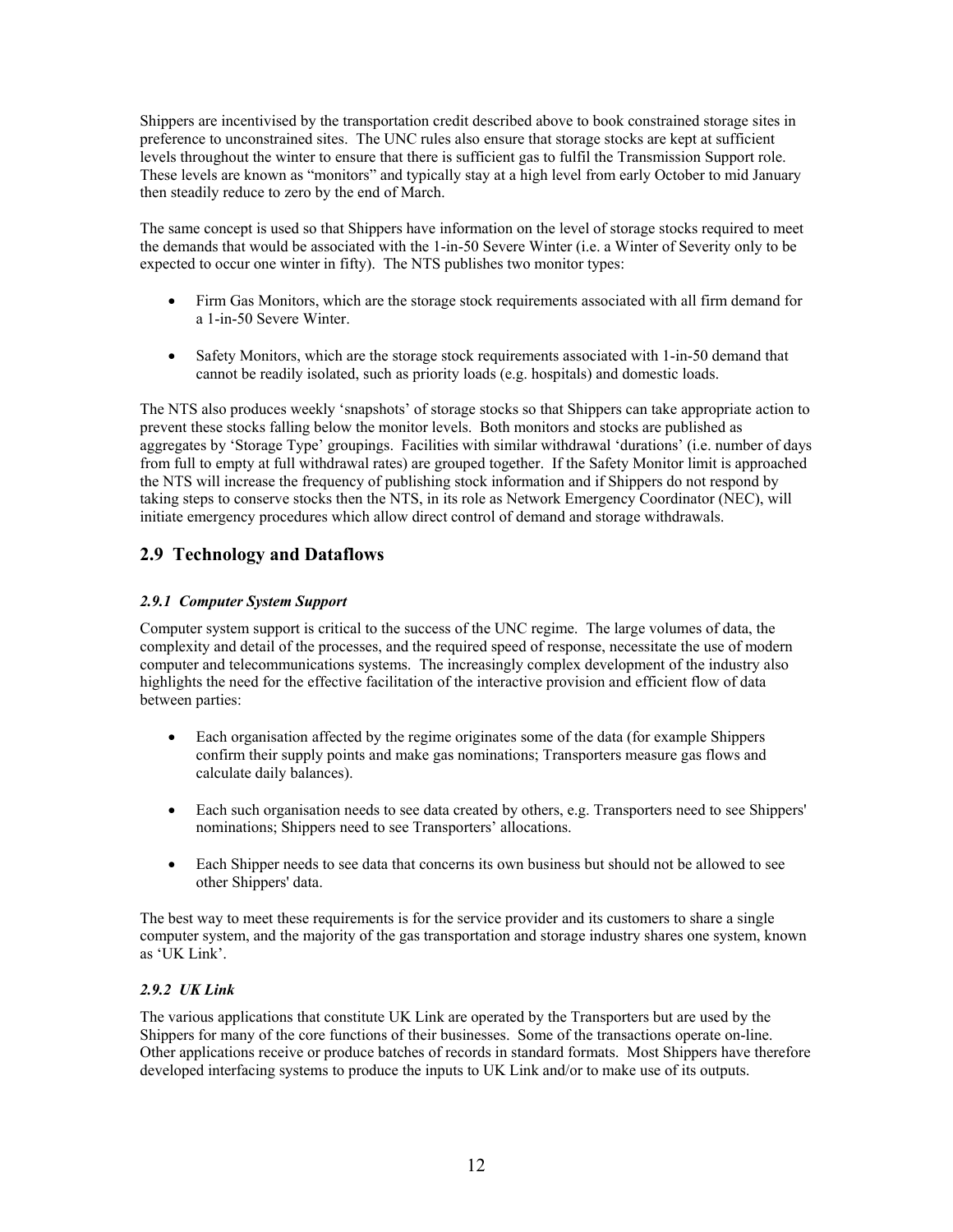Shippers are incentivised by the transportation credit described above to book constrained storage sites in preference to unconstrained sites. The UNC rules also ensure that storage stocks are kept at sufficient levels throughout the winter to ensure that there is sufficient gas to fulfil the Transmission Support role. These levels are known as "monitors" and typically stay at a high level from early October to mid January then steadily reduce to zero by the end of March.

The same concept is used so that Shippers have information on the level of storage stocks required to meet the demands that would be associated with the 1-in-50 Severe Winter (i.e. a Winter of Severity only to be expected to occur one winter in fifty). The NTS publishes two monitor types:

- Firm Gas Monitors, which are the storage stock requirements associated with all firm demand for a 1-in-50 Severe Winter.
- Safety Monitors, which are the storage stock requirements associated with 1-in-50 demand that cannot be readily isolated, such as priority loads (e.g. hospitals) and domestic loads.

The NTS also produces weekly 'snapshots' of storage stocks so that Shippers can take appropriate action to prevent these stocks falling below the monitor levels. Both monitors and stocks are published as aggregates by 'Storage Type' groupings. Facilities with similar withdrawal 'durations' (i.e. number of days from full to empty at full withdrawal rates) are grouped together. If the Safety Monitor limit is approached the NTS will increase the frequency of publishing stock information and if Shippers do not respond by taking steps to conserve stocks then the NTS, in its role as Network Emergency Coordinator (NEC), will initiate emergency procedures which allow direct control of demand and storage withdrawals.

## 2.9 Technology and Dataflows

### *2.9.1 Computer System Support*

Computer system support is critical to the success of the UNC regime. The large volumes of data, the complexity and detail of the processes, and the required speed of response, necessitate the use of modern computer and telecommunications systems. The increasingly complex development of the industry also highlights the need for the effective facilitation of the interactive provision and efficient flow of data between parties:

- Each organisation affected by the regime originates some of the data (for example Shippers confirm their supply points and make gas nominations; Transporters measure gas flows and calculate daily balances).
- Each such organisation needs to see data created by others, e.g. Transporters need to see Shippers' nominations; Shippers need to see Transporters' allocations.
- Each Shipper needs to see data that concerns its own business but should not be allowed to see other Shippers' data.

The best way to meet these requirements is for the service provider and its customers to share a single computer system, and the majority of the gas transportation and storage industry shares one system, known as 'UK Link'.

### *2.9.2 UK Link*

The various applications that constitute UK Link are operated by the Transporters but are used by the Shippers for many of the core functions of their businesses. Some of the transactions operate on-line. Other applications receive or produce batches of records in standard formats. Most Shippers have therefore developed interfacing systems to produce the inputs to UK Link and/or to make use of its outputs.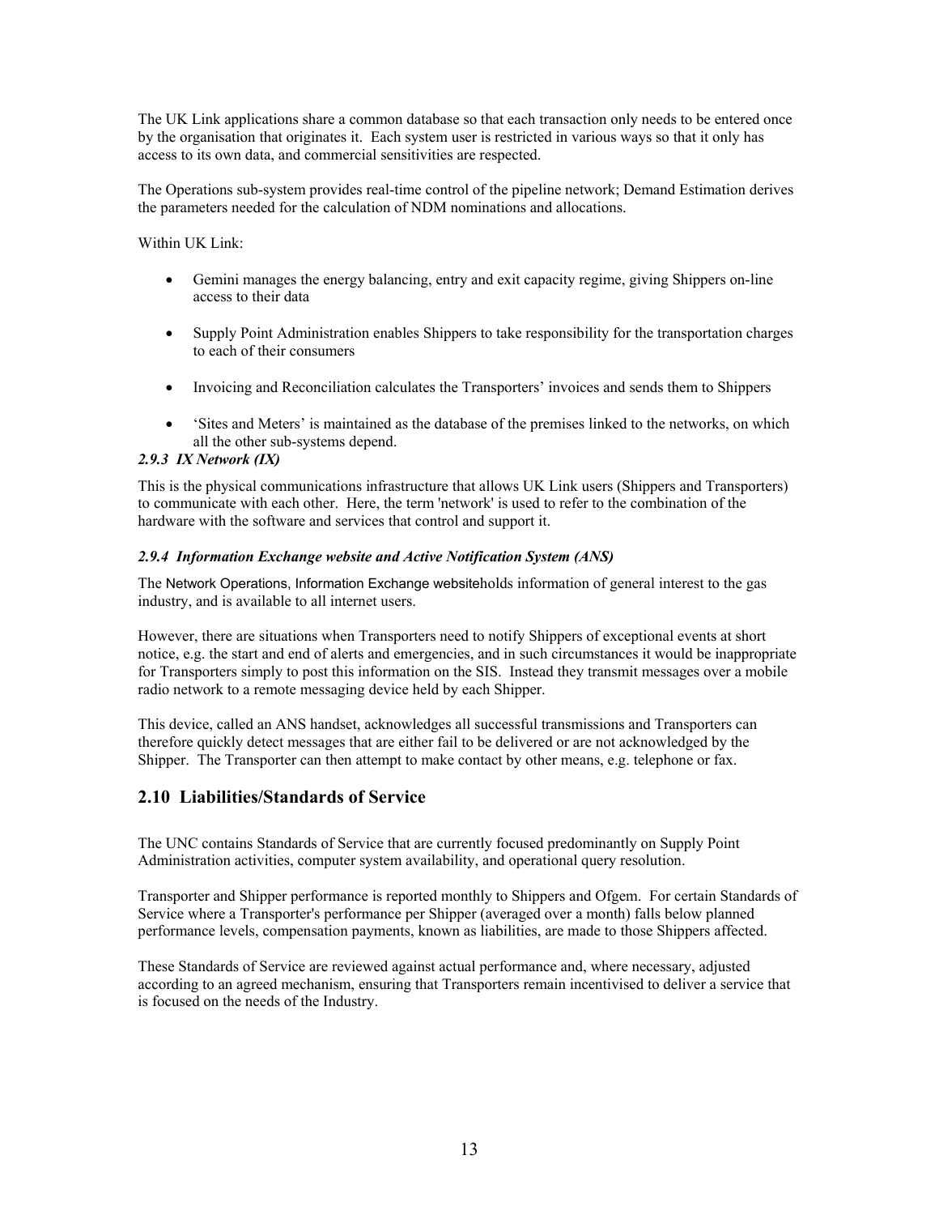The UK Link applications share a common database so that each transaction only needs to be entered once by the organisation that originates it. Each system user is restricted in various ways so that it only has access to its own data, and commercial sensitivities are respected.

The Operations sub-system provides real-time control of the pipeline network; Demand Estimation derives the parameters needed for the calculation of NDM nominations and allocations.

Within UK Link:

- Gemini manages the energy balancing, entry and exit capacity regime, giving Shippers on-line access to their data
- Supply Point Administration enables Shippers to take responsibility for the transportation charges to each of their consumers
- Invoicing and Reconciliation calculates the Transporters' invoices and sends them to Shippers
- 'Sites and Meters' is maintained as the database of the premises linked to the networks, on which all the other sub-systems depend.

#### *2.9.3 IX Network (IX)*

This is the physical communications infrastructure that allows UK Link users (Shippers and Transporters) to communicate with each other. Here, the term 'network' is used to refer to the combination of the hardware with the software and services that control and support it.

#### *2.9.4 Information Exchange website and Active Notification System (ANS)*

The Network Operations, Information Exchange websiteholds information of general interest to the gas industry, and is available to all internet users.

However, there are situations when Transporters need to notify Shippers of exceptional events at short notice, e.g. the start and end of alerts and emergencies, and in such circumstances it would be inappropriate for Transporters simply to post this information on the SIS. Instead they transmit messages over a mobile radio network to a remote messaging device held by each Shipper.

This device, called an ANS handset, acknowledges all successful transmissions and Transporters can therefore quickly detect messages that are either fail to be delivered or are not acknowledged by the Shipper. The Transporter can then attempt to make contact by other means, e.g. telephone or fax.

## 2.10 Liabilities/Standards of Service

The UNC contains Standards of Service that are currently focused predominantly on Supply Point Administration activities, computer system availability, and operational query resolution.

Transporter and Shipper performance is reported monthly to Shippers and Ofgem. For certain Standards of Service where a Transporter's performance per Shipper (averaged over a month) falls below planned performance levels, compensation payments, known as liabilities, are made to those Shippers affected.

These Standards of Service are reviewed against actual performance and, where necessary, adjusted according to an agreed mechanism, ensuring that Transporters remain incentivised to deliver a service that is focused on the needs of the Industry.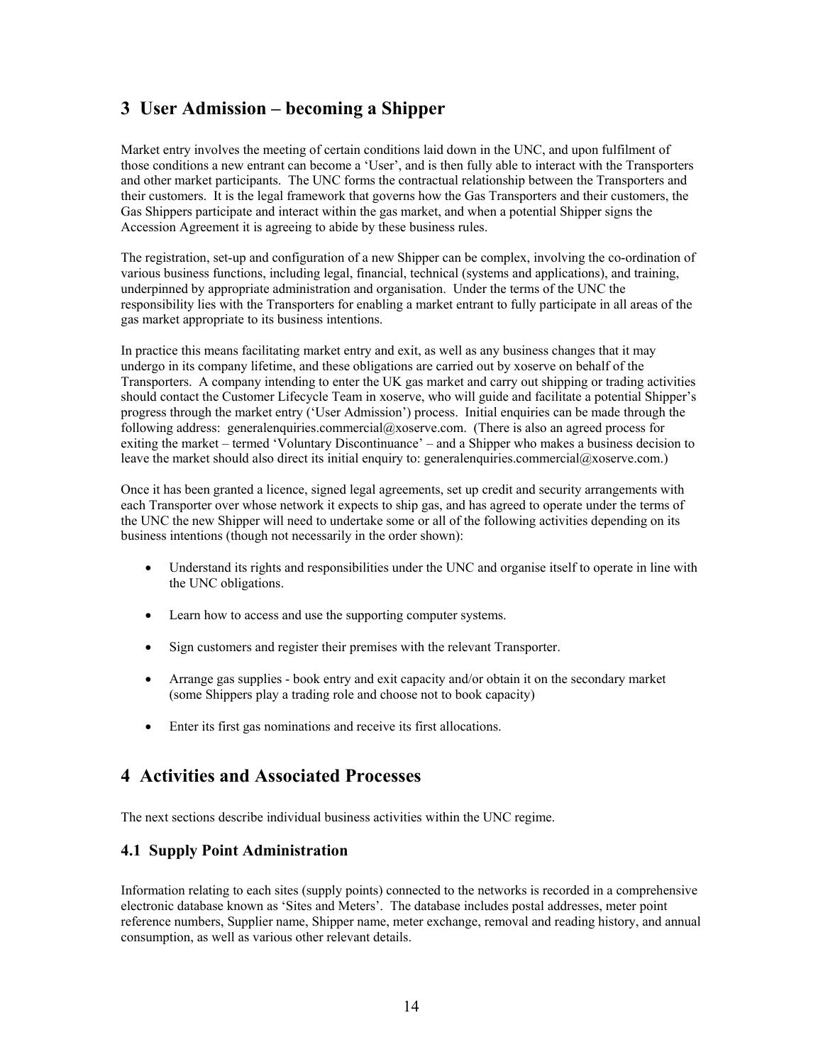## 3 User Admission – becoming a Shipper

Market entry involves the meeting of certain conditions laid down in the UNC, and upon fulfilment of those conditions a new entrant can become a 'User', and is then fully able to interact with the Transporters and other market participants. The UNC forms the contractual relationship between the Transporters and their customers. It is the legal framework that governs how the Gas Transporters and their customers, the Gas Shippers participate and interact within the gas market, and when a potential Shipper signs the Accession Agreement it is agreeing to abide by these business rules.

The registration, set-up and configuration of a new Shipper can be complex, involving the co-ordination of various business functions, including legal, financial, technical (systems and applications), and training, underpinned by appropriate administration and organisation. Under the terms of the UNC the responsibility lies with the Transporters for enabling a market entrant to fully participate in all areas of the gas market appropriate to its business intentions.

In practice this means facilitating market entry and exit, as well as any business changes that it may undergo in its company lifetime, and these obligations are carried out by xoserve on behalf of the Transporters. A company intending to enter the UK gas market and carry out shipping or trading activities should contact the Customer Lifecycle Team in xoserve, who will guide and facilitate a potential Shipper's progress through the market entry ('User Admission') process. Initial enquiries can be made through the following address: generalenquiries.commercial@xoserve.com. (There is also an agreed process for exiting the market – termed 'Voluntary Discontinuance' – and a Shipper who makes a business decision to leave the market should also direct its initial enquiry to: generalenquiries.commercial@xoserve.com.)

Once it has been granted a licence, signed legal agreements, set up credit and security arrangements with each Transporter over whose network it expects to ship gas, and has agreed to operate under the terms of the UNC the new Shipper will need to undertake some or all of the following activities depending on its business intentions (though not necessarily in the order shown):

- Understand its rights and responsibilities under the UNC and organise itself to operate in line with the UNC obligations.
- Learn how to access and use the supporting computer systems.
- Sign customers and register their premises with the relevant Transporter.
- Arrange gas supplies - book entry and exit capacity and/or obtain it on the secondary market (some Shippers play a trading role and choose not to book capacity)
- Enter its first gas nominations and receive its first allocations.

## 4 Activities and Associated Processes

The next sections describe individual business activities within the UNC regime.

### 4.1 Supply Point Administration

Information relating to each sites (supply points) connected to the networks is recorded in a comprehensive electronic database known as 'Sites and Meters'. The database includes postal addresses, meter point reference numbers, Supplier name, Shipper name, meter exchange, removal and reading history, and annual consumption, as well as various other relevant details.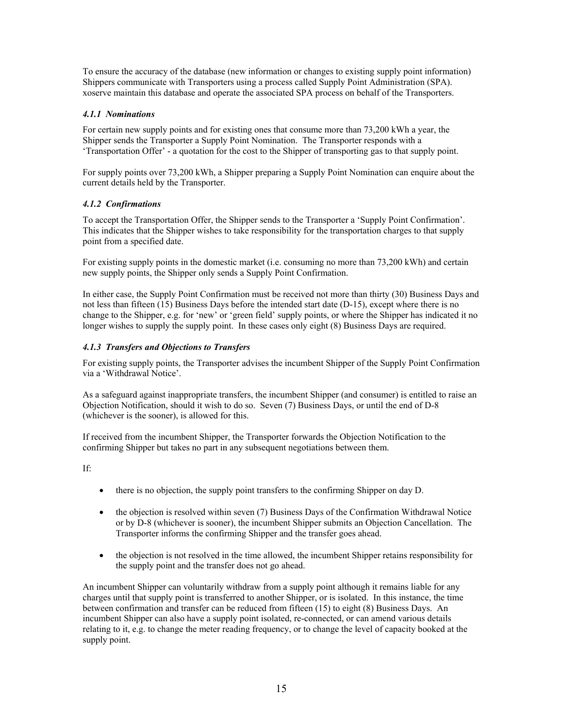To ensure the accuracy of the database (new information or changes to existing supply point information) Shippers communicate with Transporters using a process called Supply Point Administration (SPA). xoserve maintain this database and operate the associated SPA process on behalf of the Transporters.

#### *4.1.1 Nominations*

For certain new supply points and for existing ones that consume more than 73,200 kWh a year, the Shipper sends the Transporter a Supply Point Nomination. The Transporter responds with a 'Transportation Offer' - a quotation for the cost to the Shipper of transporting gas to that supply point.

For supply points over 73,200 kWh, a Shipper preparing a Supply Point Nomination can enquire about the current details held by the Transporter.

#### *4.1.2 Confirmations*

To accept the Transportation Offer, the Shipper sends to the Transporter a 'Supply Point Confirmation'. This indicates that the Shipper wishes to take responsibility for the transportation charges to that supply point from a specified date.

For existing supply points in the domestic market (i.e. consuming no more than 73,200 kWh) and certain new supply points, the Shipper only sends a Supply Point Confirmation.

In either case, the Supply Point Confirmation must be received not more than thirty (30) Business Days and not less than fifteen (15) Business Days before the intended start date (D-15), except where there is no change to the Shipper, e.g. for 'new' or 'green field' supply points, or where the Shipper has indicated it no longer wishes to supply the supply point. In these cases only eight (8) Business Days are required.

#### *4.1.3 Transfers and Objections to Transfers*

For existing supply points, the Transporter advises the incumbent Shipper of the Supply Point Confirmation via a 'Withdrawal Notice'.

As a safeguard against inappropriate transfers, the incumbent Shipper (and consumer) is entitled to raise an Objection Notification, should it wish to do so. Seven (7) Business Days, or until the end of D-8 (whichever is the sooner), is allowed for this.

If received from the incumbent Shipper, the Transporter forwards the Objection Notification to the confirming Shipper but takes no part in any subsequent negotiations between them.

If:

- there is no objection, the supply point transfers to the confirming Shipper on day D.
- the objection is resolved within seven (7) Business Days of the Confirmation Withdrawal Notice or by D-8 (whichever is sooner), the incumbent Shipper submits an Objection Cancellation. The Transporter informs the confirming Shipper and the transfer goes ahead.
- the objection is not resolved in the time allowed, the incumbent Shipper retains responsibility for the supply point and the transfer does not go ahead.

An incumbent Shipper can voluntarily withdraw from a supply point although it remains liable for any charges until that supply point is transferred to another Shipper, or is isolated. In this instance, the time between confirmation and transfer can be reduced from fifteen (15) to eight (8) Business Days. An incumbent Shipper can also have a supply point isolated, re-connected, or can amend various details relating to it, e.g. to change the meter reading frequency, or to change the level of capacity booked at the supply point.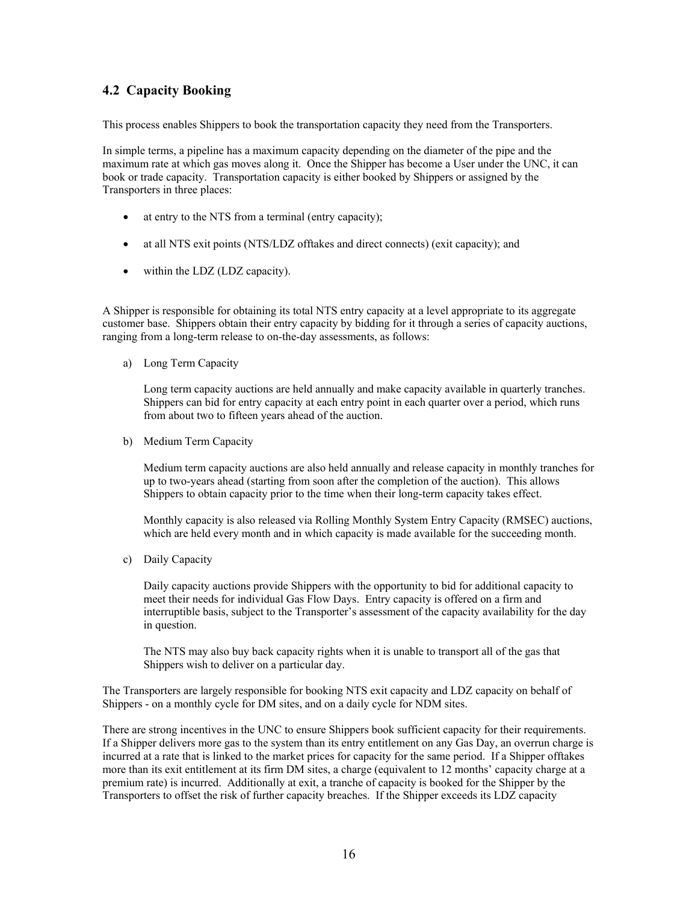## 4.2 Capacity Booking

This process enables Shippers to book the transportation capacity they need from the Transporters.

In simple terms, a pipeline has a maximum capacity depending on the diameter of the pipe and the maximum rate at which gas moves along it. Once the Shipper has become a User under the UNC, it can book or trade capacity. Transportation capacity is either booked by Shippers or assigned by the Transporters in three places:

- at entry to the NTS from a terminal (entry capacity);
- at all NTS exit points (NTS/LDZ offtakes and direct connects) (exit capacity); and
- within the LDZ (LDZ capacity).

A Shipper is responsible for obtaining its total NTS entry capacity at a level appropriate to its aggregate customer base. Shippers obtain their entry capacity by bidding for it through a series of capacity auctions, ranging from a long-term release to on-the-day assessments, as follows:

a) Long Term Capacity

   Long term capacity auctions are held annually and make capacity available in quarterly tranches. Shippers can bid for entry capacity at each entry point in each quarter over a period, which runs from about two to fifteen years ahead of the auction.

b) Medium Term Capacity

   Medium term capacity auctions are also held annually and release capacity in monthly tranches for up to two-years ahead (starting from soon after the completion of the auction). This allows Shippers to obtain capacity prior to the time when their long-term capacity takes effect.

   Monthly capacity is also released via Rolling Monthly System Entry Capacity (RMSEC) auctions, which are held every month and in which capacity is made available for the succeeding month.

c) Daily Capacity

   Daily capacity auctions provide Shippers with the opportunity to bid for additional capacity to meet their needs for individual Gas Flow Days. Entry capacity is offered on a firm and interruptible basis, subject to the Transporter's assessment of the capacity availability for the day in question.

   The NTS may also buy back capacity rights when it is unable to transport all of the gas that Shippers wish to deliver on a particular day.

The Transporters are largely responsible for booking NTS exit capacity and LDZ capacity on behalf of Shippers - on a monthly cycle for DM sites, and on a daily cycle for NDM sites.

There are strong incentives in the UNC to ensure Shippers book sufficient capacity for their requirements. If a Shipper delivers more gas to the system than its entry entitlement on any Gas Day, an overrun charge is incurred at a rate that is linked to the market prices for capacity for the same period. If a Shipper offtakes more than its exit entitlement at its firm DM sites, a charge (equivalent to 12 months' capacity charge at a premium rate) is incurred. Additionally at exit, a tranche of capacity is booked for the Shipper by the Transporters to offset the risk of further capacity breaches. If the Shipper exceeds its LDZ capacity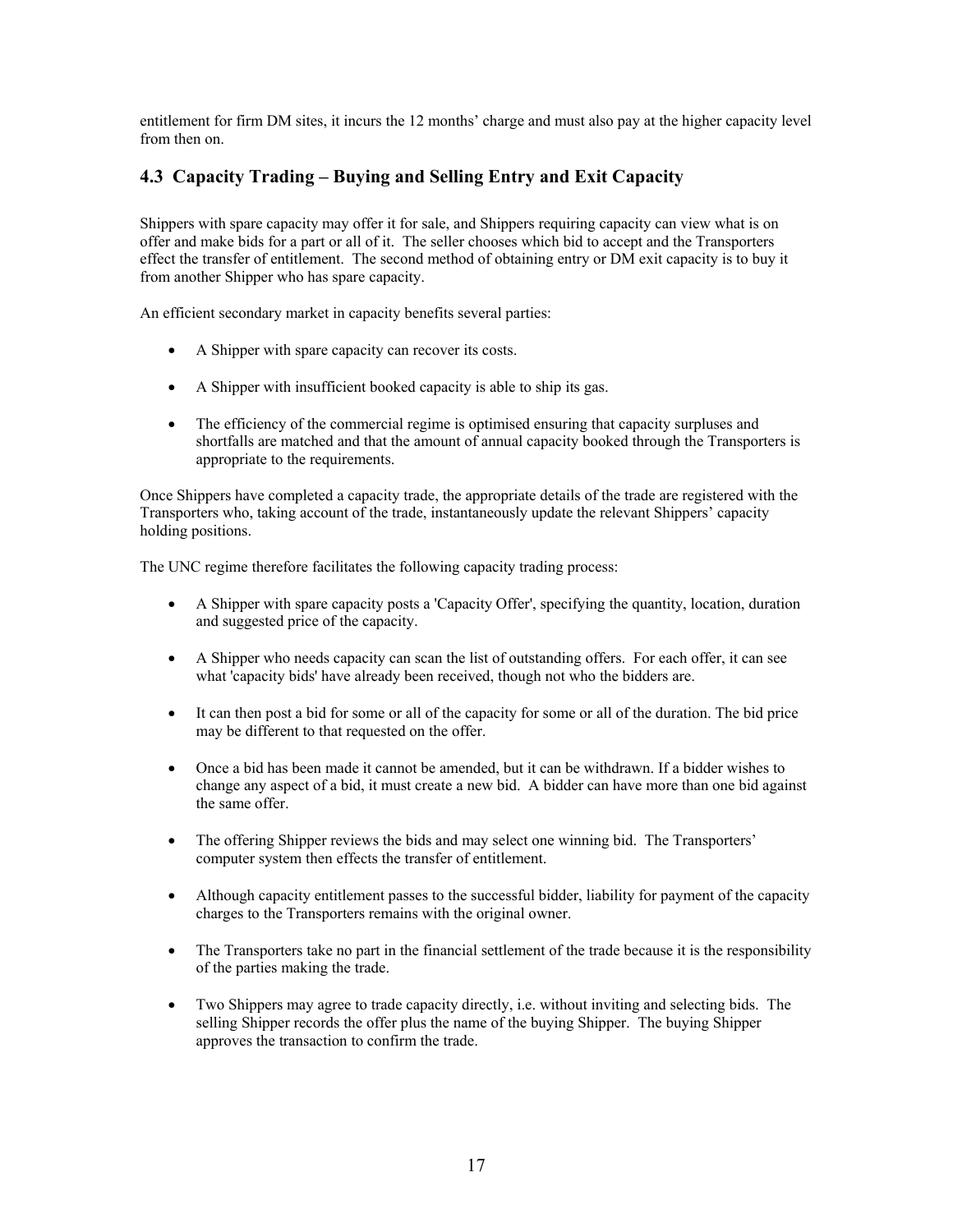entitlement for firm DM sites, it incurs the 12 months' charge and must also pay at the higher capacity level from then on.

## 4.3 Capacity Trading – Buying and Selling Entry and Exit Capacity

Shippers with spare capacity may offer it for sale, and Shippers requiring capacity can view what is on offer and make bids for a part or all of it. The seller chooses which bid to accept and the Transporters effect the transfer of entitlement. The second method of obtaining entry or DM exit capacity is to buy it from another Shipper who has spare capacity.

An efficient secondary market in capacity benefits several parties:

- A Shipper with spare capacity can recover its costs.
- A Shipper with insufficient booked capacity is able to ship its gas.
- The efficiency of the commercial regime is optimised ensuring that capacity surpluses and shortfalls are matched and that the amount of annual capacity booked through the Transporters is appropriate to the requirements.

Once Shippers have completed a capacity trade, the appropriate details of the trade are registered with the Transporters who, taking account of the trade, instantaneously update the relevant Shippers' capacity holding positions.

The UNC regime therefore facilitates the following capacity trading process:

- A Shipper with spare capacity posts a 'Capacity Offer', specifying the quantity, location, duration and suggested price of the capacity.
- A Shipper who needs capacity can scan the list of outstanding offers. For each offer, it can see what 'capacity bids' have already been received, though not who the bidders are.
- It can then post a bid for some or all of the capacity for some or all of the duration. The bid price may be different to that requested on the offer.
- Once a bid has been made it cannot be amended, but it can be withdrawn. If a bidder wishes to change any aspect of a bid, it must create a new bid. A bidder can have more than one bid against the same offer.
- The offering Shipper reviews the bids and may select one winning bid. The Transporters' computer system then effects the transfer of entitlement.
- Although capacity entitlement passes to the successful bidder, liability for payment of the capacity charges to the Transporters remains with the original owner.
- The Transporters take no part in the financial settlement of the trade because it is the responsibility of the parties making the trade.
- Two Shippers may agree to trade capacity directly, i.e. without inviting and selecting bids. The selling Shipper records the offer plus the name of the buying Shipper. The buying Shipper approves the transaction to confirm the trade.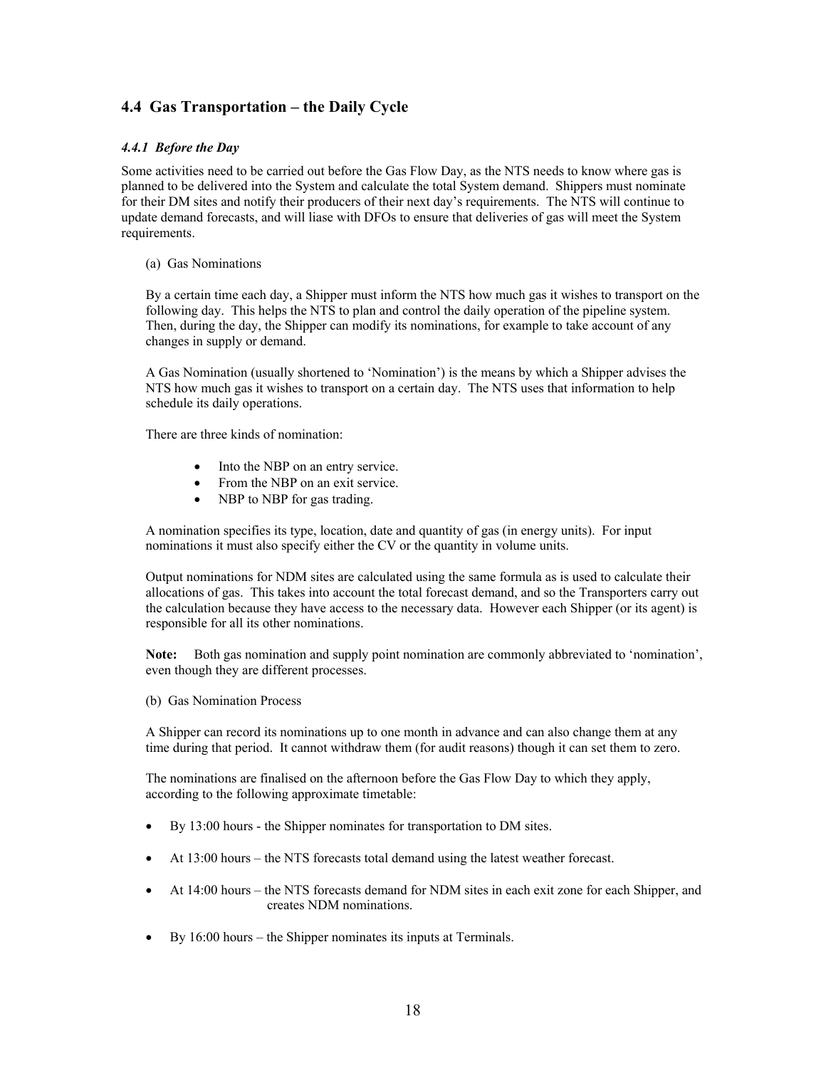## 4.4 Gas Transportation – the Daily Cycle

### *4.4.1 Before the Day*

Some activities need to be carried out before the Gas Flow Day, as the NTS needs to know where gas is planned to be delivered into the System and calculate the total System demand. Shippers must nominate for their DM sites and notify their producers of their next day's requirements. The NTS will continue to update demand forecasts, and will liase with DFOs to ensure that deliveries of gas will meet the System requirements.

(a) Gas Nominations

By a certain time each day, a Shipper must inform the NTS how much gas it wishes to transport on the following day. This helps the NTS to plan and control the daily operation of the pipeline system. Then, during the day, the Shipper can modify its nominations, for example to take account of any changes in supply or demand.

A Gas Nomination (usually shortened to 'Nomination') is the means by which a Shipper advises the NTS how much gas it wishes to transport on a certain day. The NTS uses that information to help schedule its daily operations.

There are three kinds of nomination:

- Into the NBP on an entry service.
- From the NBP on an exit service.
- NBP to NBP for gas trading.

A nomination specifies its type, location, date and quantity of gas (in energy units). For input nominations it must also specify either the CV or the quantity in volume units.

Output nominations for NDM sites are calculated using the same formula as is used to calculate their allocations of gas. This takes into account the total forecast demand, and so the Transporters carry out the calculation because they have access to the necessary data. However each Shipper (or its agent) is responsible for all its other nominations.

**Note:** Both gas nomination and supply point nomination are commonly abbreviated to 'nomination', even though they are different processes.

(b) Gas Nomination Process

A Shipper can record its nominations up to one month in advance and can also change them at any time during that period. It cannot withdraw them (for audit reasons) though it can set them to zero.

The nominations are finalised on the afternoon before the Gas Flow Day to which they apply, according to the following approximate timetable:

- By 13:00 hours - the Shipper nominates for transportation to DM sites.
- At 13:00 hours – the NTS forecasts total demand using the latest weather forecast.
- At 14:00 hours – the NTS forecasts demand for NDM sites in each exit zone for each Shipper, and creates NDM nominations.
- By 16:00 hours – the Shipper nominates its inputs at Terminals.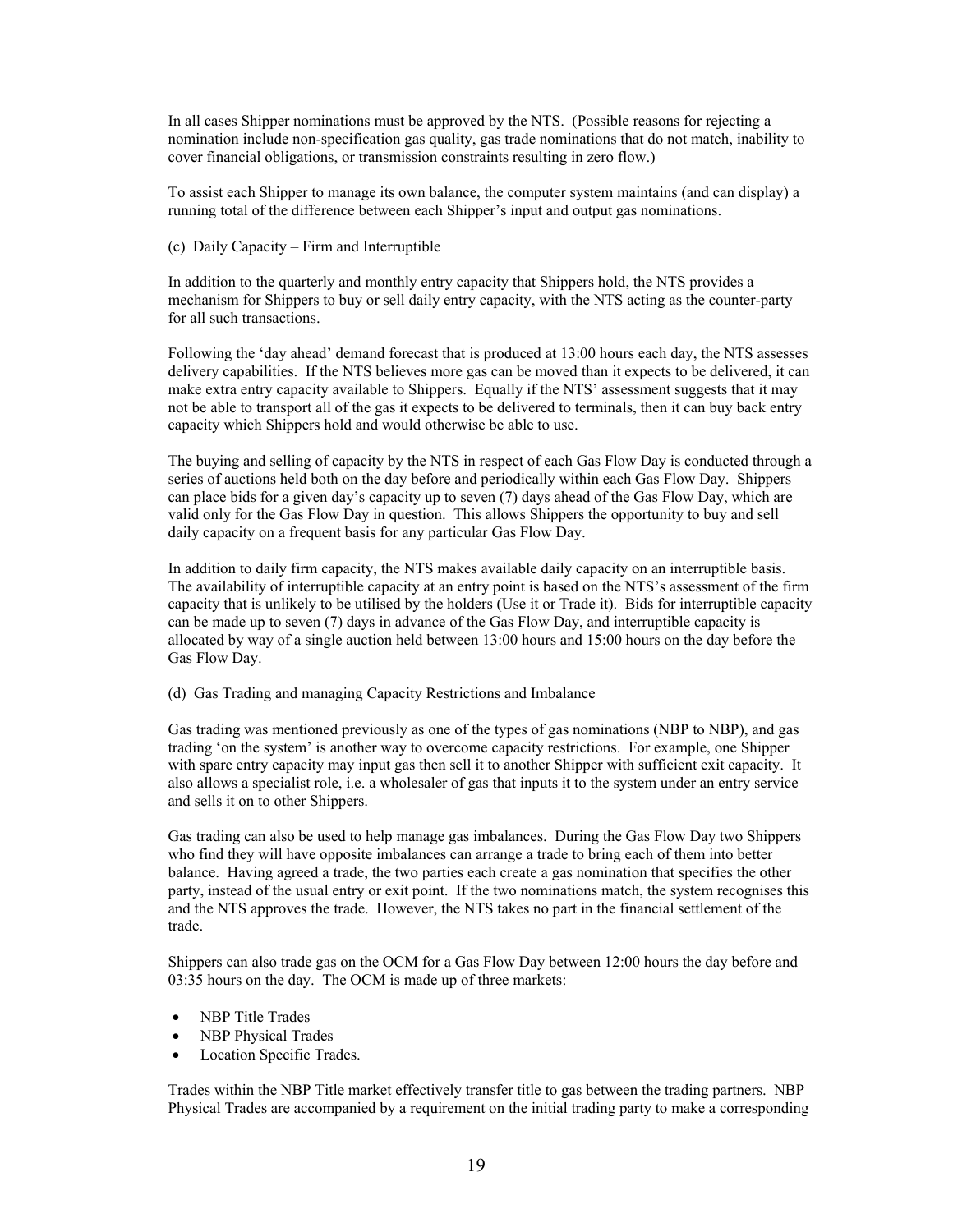In all cases Shipper nominations must be approved by the NTS. (Possible reasons for rejecting a nomination include non-specification gas quality, gas trade nominations that do not match, inability to cover financial obligations, or transmission constraints resulting in zero flow.)

To assist each Shipper to manage its own balance, the computer system maintains (and can display) a running total of the difference between each Shipper's input and output gas nominations.

(c) Daily Capacity – Firm and Interruptible

In addition to the quarterly and monthly entry capacity that Shippers hold, the NTS provides a mechanism for Shippers to buy or sell daily entry capacity, with the NTS acting as the counter-party for all such transactions.

Following the 'day ahead' demand forecast that is produced at 13:00 hours each day, the NTS assesses delivery capabilities. If the NTS believes more gas can be moved than it expects to be delivered, it can make extra entry capacity available to Shippers. Equally if the NTS' assessment suggests that it may not be able to transport all of the gas it expects to be delivered to terminals, then it can buy back entry capacity which Shippers hold and would otherwise be able to use.

The buying and selling of capacity by the NTS in respect of each Gas Flow Day is conducted through a series of auctions held both on the day before and periodically within each Gas Flow Day. Shippers can place bids for a given day's capacity up to seven (7) days ahead of the Gas Flow Day, which are valid only for the Gas Flow Day in question. This allows Shippers the opportunity to buy and sell daily capacity on a frequent basis for any particular Gas Flow Day.

In addition to daily firm capacity, the NTS makes available daily capacity on an interruptible basis. The availability of interruptible capacity at an entry point is based on the NTS's assessment of the firm capacity that is unlikely to be utilised by the holders (Use it or Trade it). Bids for interruptible capacity can be made up to seven (7) days in advance of the Gas Flow Day, and interruptible capacity is allocated by way of a single auction held between 13:00 hours and 15:00 hours on the day before the Gas Flow Day.

(d) Gas Trading and managing Capacity Restrictions and Imbalance

Gas trading was mentioned previously as one of the types of gas nominations (NBP to NBP), and gas trading 'on the system' is another way to overcome capacity restrictions. For example, one Shipper with spare entry capacity may input gas then sell it to another Shipper with sufficient exit capacity. It also allows a specialist role, i.e. a wholesaler of gas that inputs it to the system under an entry service and sells it on to other Shippers.

Gas trading can also be used to help manage gas imbalances. During the Gas Flow Day two Shippers who find they will have opposite imbalances can arrange a trade to bring each of them into better balance. Having agreed a trade, the two parties each create a gas nomination that specifies the other party, instead of the usual entry or exit point. If the two nominations match, the system recognises this and the NTS approves the trade. However, the NTS takes no part in the financial settlement of the trade.

Shippers can also trade gas on the OCM for a Gas Flow Day between 12:00 hours the day before and 03:35 hours on the day. The OCM is made up of three markets:

- NBP Title Trades
- NBP Physical Trades
- Location Specific Trades.

Trades within the NBP Title market effectively transfer title to gas between the trading partners. NBP Physical Trades are accompanied by a requirement on the initial trading party to make a corresponding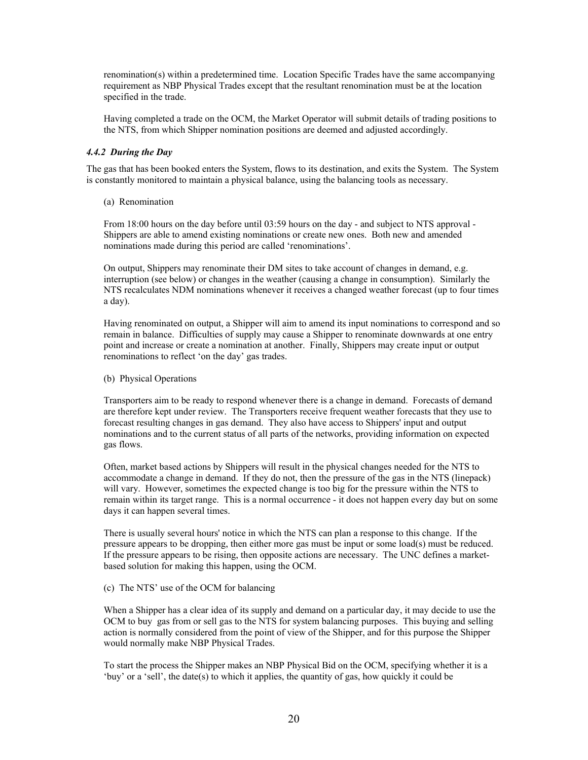renomination(s) within a predetermined time. Location Specific Trades have the same accompanying requirement as NBP Physical Trades except that the resultant renomination must be at the location specified in the trade.

Having completed a trade on the OCM, the Market Operator will submit details of trading positions to the NTS, from which Shipper nomination positions are deemed and adjusted accordingly.

#### *4.4.2 During the Day*

The gas that has been booked enters the System, flows to its destination, and exits the System. The System is constantly monitored to maintain a physical balance, using the balancing tools as necessary.

(a) Renomination

From 18:00 hours on the day before until 03:59 hours on the day - and subject to NTS approval - Shippers are able to amend existing nominations or create new ones. Both new and amended nominations made during this period are called 'renominations'.

On output, Shippers may renominate their DM sites to take account of changes in demand, e.g. interruption (see below) or changes in the weather (causing a change in consumption). Similarly the NTS recalculates NDM nominations whenever it receives a changed weather forecast (up to four times a day).

Having renominated on output, a Shipper will aim to amend its input nominations to correspond and so remain in balance. Difficulties of supply may cause a Shipper to renominate downwards at one entry point and increase or create a nomination at another. Finally, Shippers may create input or output renominations to reflect 'on the day' gas trades.

(b) Physical Operations

Transporters aim to be ready to respond whenever there is a change in demand. Forecasts of demand are therefore kept under review. The Transporters receive frequent weather forecasts that they use to forecast resulting changes in gas demand. They also have access to Shippers' input and output nominations and to the current status of all parts of the networks, providing information on expected gas flows.

Often, market based actions by Shippers will result in the physical changes needed for the NTS to accommodate a change in demand. If they do not, then the pressure of the gas in the NTS (linepack) will vary. However, sometimes the expected change is too big for the pressure within the NTS to remain within its target range. This is a normal occurrence - it does not happen every day but on some days it can happen several times.

There is usually several hours' notice in which the NTS can plan a response to this change. If the pressure appears to be dropping, then either more gas must be input or some load(s) must be reduced. If the pressure appears to be rising, then opposite actions are necessary. The UNC defines a market-based solution for making this happen, using the OCM.

(c) The NTS' use of the OCM for balancing

When a Shipper has a clear idea of its supply and demand on a particular day, it may decide to use the OCM to buy gas from or sell gas to the NTS for system balancing purposes. This buying and selling action is normally considered from the point of view of the Shipper, and for this purpose the Shipper would normally make NBP Physical Trades.

To start the process the Shipper makes an NBP Physical Bid on the OCM, specifying whether it is a 'buy' or a 'sell', the date(s) to which it applies, the quantity of gas, how quickly it could be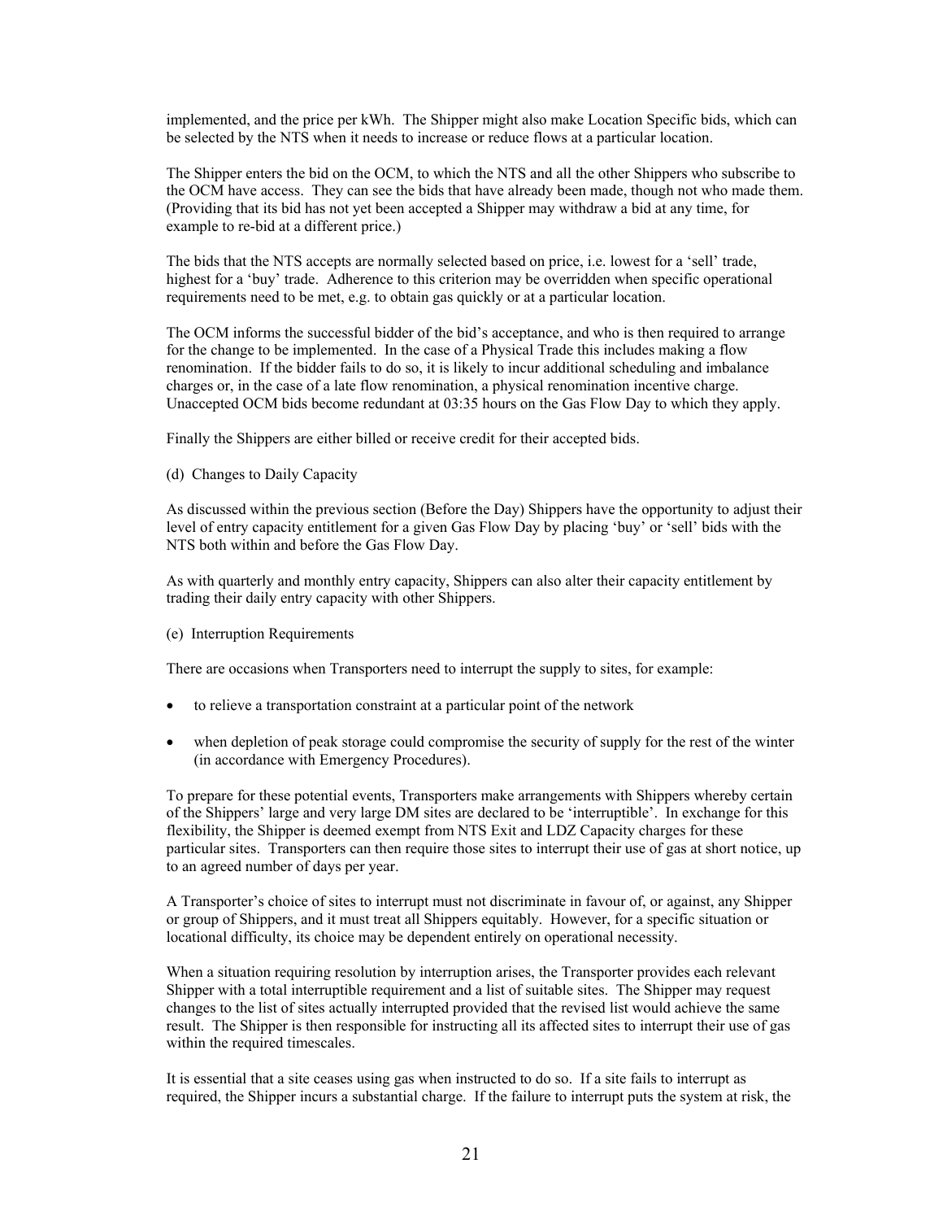implemented, and the price per kWh. The Shipper might also make Location Specific bids, which can be selected by the NTS when it needs to increase or reduce flows at a particular location.

The Shipper enters the bid on the OCM, to which the NTS and all the other Shippers who subscribe to the OCM have access. They can see the bids that have already been made, though not who made them. (Providing that its bid has not yet been accepted a Shipper may withdraw a bid at any time, for example to re-bid at a different price.)

The bids that the NTS accepts are normally selected based on price, i.e. lowest for a 'sell' trade, highest for a 'buy' trade. Adherence to this criterion may be overridden when specific operational requirements need to be met, e.g. to obtain gas quickly or at a particular location.

The OCM informs the successful bidder of the bid's acceptance, and who is then required to arrange for the change to be implemented. In the case of a Physical Trade this includes making a flow renomination. If the bidder fails to do so, it is likely to incur additional scheduling and imbalance charges or, in the case of a late flow renomination, a physical renomination incentive charge. Unaccepted OCM bids become redundant at 03:35 hours on the Gas Flow Day to which they apply.

Finally the Shippers are either billed or receive credit for their accepted bids.

(d) Changes to Daily Capacity

As discussed within the previous section (Before the Day) Shippers have the opportunity to adjust their level of entry capacity entitlement for a given Gas Flow Day by placing 'buy' or 'sell' bids with the NTS both within and before the Gas Flow Day.

As with quarterly and monthly entry capacity, Shippers can also alter their capacity entitlement by trading their daily entry capacity with other Shippers.

(e) Interruption Requirements

There are occasions when Transporters need to interrupt the supply to sites, for example:

- to relieve a transportation constraint at a particular point of the network
- when depletion of peak storage could compromise the security of supply for the rest of the winter (in accordance with Emergency Procedures).

To prepare for these potential events, Transporters make arrangements with Shippers whereby certain of the Shippers' large and very large DM sites are declared to be 'interruptible'. In exchange for this flexibility, the Shipper is deemed exempt from NTS Exit and LDZ Capacity charges for these particular sites. Transporters can then require those sites to interrupt their use of gas at short notice, up to an agreed number of days per year.

A Transporter's choice of sites to interrupt must not discriminate in favour of, or against, any Shipper or group of Shippers, and it must treat all Shippers equitably. However, for a specific situation or locational difficulty, its choice may be dependent entirely on operational necessity.

When a situation requiring resolution by interruption arises, the Transporter provides each relevant Shipper with a total interruptible requirement and a list of suitable sites. The Shipper may request changes to the list of sites actually interrupted provided that the revised list would achieve the same result. The Shipper is then responsible for instructing all its affected sites to interrupt their use of gas within the required timescales.

It is essential that a site ceases using gas when instructed to do so. If a site fails to interrupt as required, the Shipper incurs a substantial charge. If the failure to interrupt puts the system at risk, the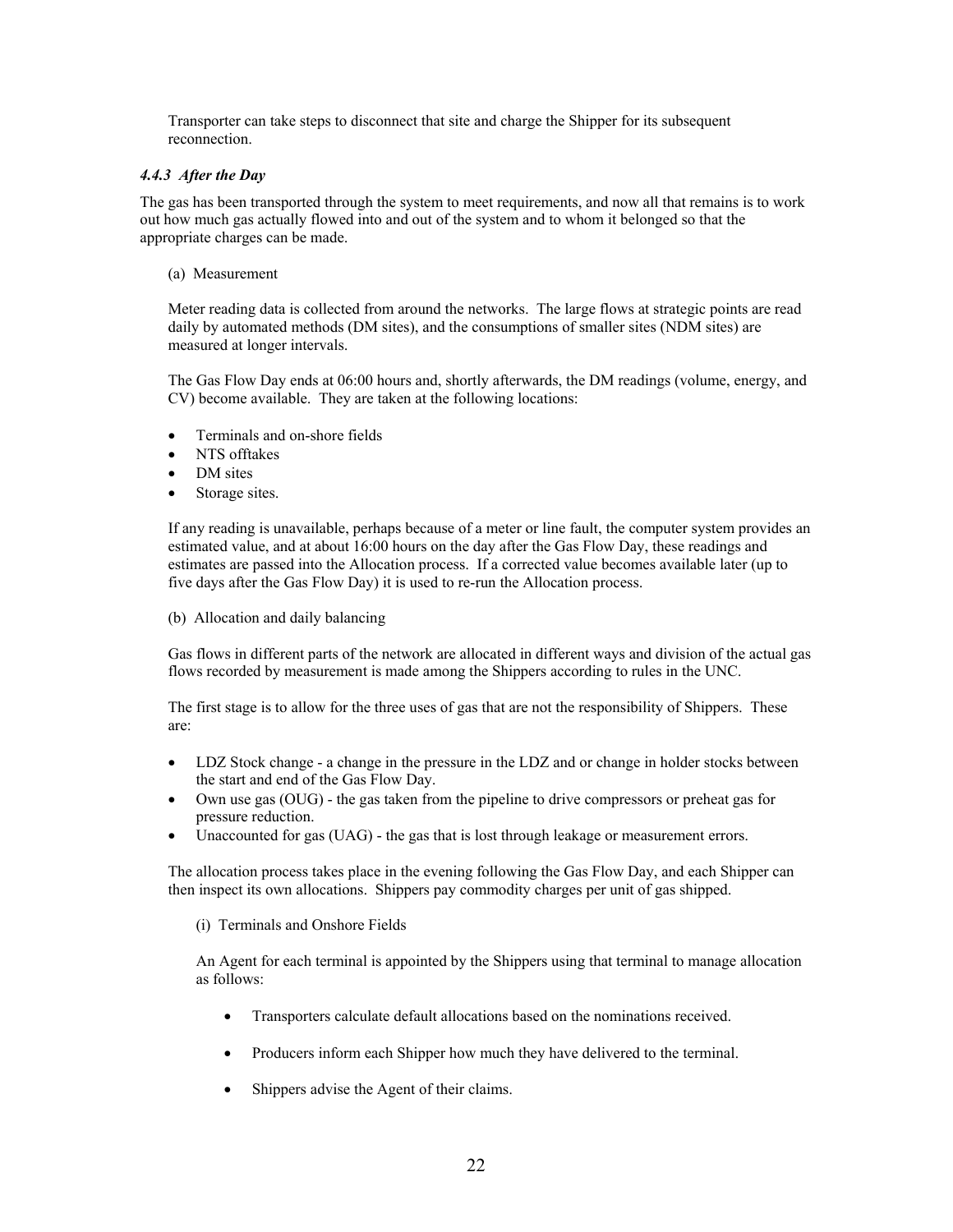Transporter can take steps to disconnect that site and charge the Shipper for its subsequent reconnection.

#### *4.4.3 After the Day*

The gas has been transported through the system to meet requirements, and now all that remains is to work out how much gas actually flowed into and out of the system and to whom it belonged so that the appropriate charges can be made.

(a) Measurement

Meter reading data is collected from around the networks. The large flows at strategic points are read daily by automated methods (DM sites), and the consumptions of smaller sites (NDM sites) are measured at longer intervals.

The Gas Flow Day ends at 06:00 hours and, shortly afterwards, the DM readings (volume, energy, and CV) become available. They are taken at the following locations:

- Terminals and on-shore fields
- NTS offtakes
- DM sites
- Storage sites.

If any reading is unavailable, perhaps because of a meter or line fault, the computer system provides an estimated value, and at about 16:00 hours on the day after the Gas Flow Day, these readings and estimates are passed into the Allocation process. If a corrected value becomes available later (up to five days after the Gas Flow Day) it is used to re-run the Allocation process.

(b) Allocation and daily balancing

Gas flows in different parts of the network are allocated in different ways and division of the actual gas flows recorded by measurement is made among the Shippers according to rules in the UNC.

The first stage is to allow for the three uses of gas that are not the responsibility of Shippers. These are:

- LDZ Stock change - a change in the pressure in the LDZ and or change in holder stocks between the start and end of the Gas Flow Day.
- Own use gas (OUG) - the gas taken from the pipeline to drive compressors or preheat gas for pressure reduction.
- Unaccounted for gas (UAG) - the gas that is lost through leakage or measurement errors.

The allocation process takes place in the evening following the Gas Flow Day, and each Shipper can then inspect its own allocations. Shippers pay commodity charges per unit of gas shipped.

(i) Terminals and Onshore Fields

An Agent for each terminal is appointed by the Shippers using that terminal to manage allocation as follows:

- Transporters calculate default allocations based on the nominations received.
- Producers inform each Shipper how much they have delivered to the terminal.
- Shippers advise the Agent of their claims.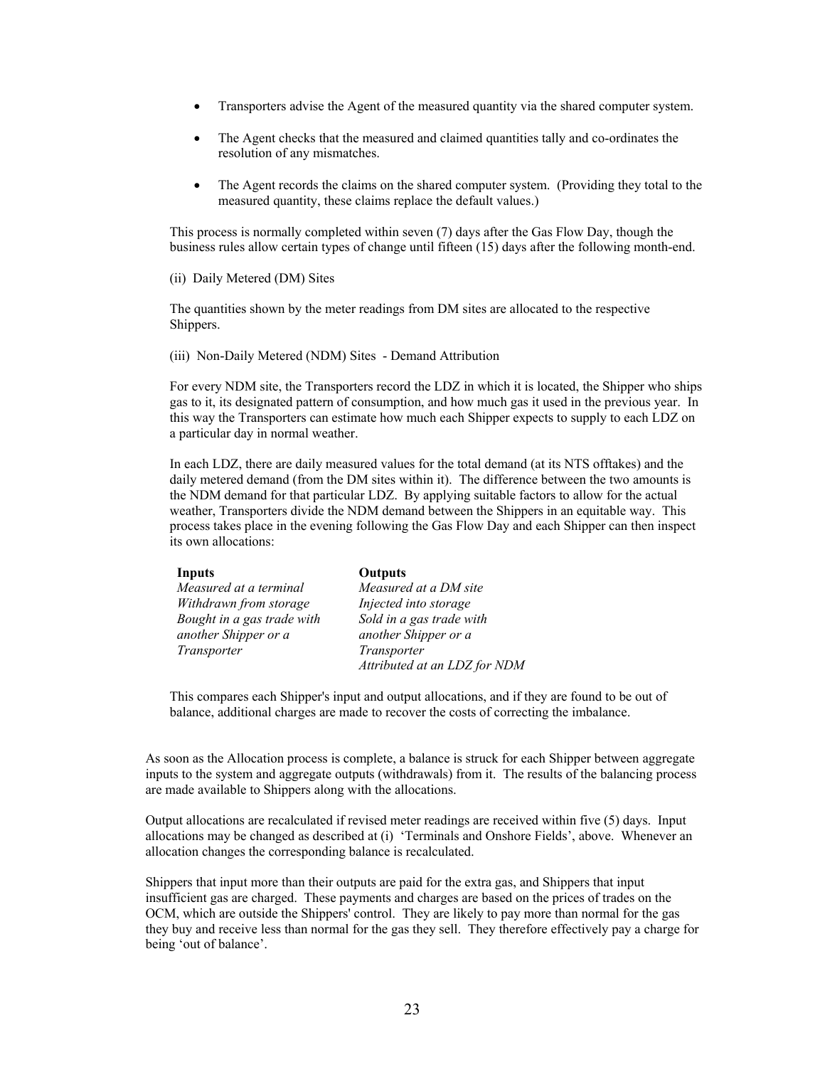- Transporters advise the Agent of the measured quantity via the shared computer system.
- The Agent checks that the measured and claimed quantities tally and co-ordinates the resolution of any mismatches.
- The Agent records the claims on the shared computer system. (Providing they total to the measured quantity, these claims replace the default values.)

This process is normally completed within seven (7) days after the Gas Flow Day, though the business rules allow certain types of change until fifteen (15) days after the following month-end.

(ii) Daily Metered (DM) Sites

The quantities shown by the meter readings from DM sites are allocated to the respective Shippers.

(iii) Non-Daily Metered (NDM) Sites - Demand Attribution

For every NDM site, the Transporters record the LDZ in which it is located, the Shipper who ships gas to it, its designated pattern of consumption, and how much gas it used in the previous year. In this way the Transporters can estimate how much each Shipper expects to supply to each LDZ on a particular day in normal weather.

In each LDZ, there are daily measured values for the total demand (at its NTS offtakes) and the daily metered demand (from the DM sites within it). The difference between the two amounts is the NDM demand for that particular LDZ. By applying suitable factors to allow for the actual weather, Transporters divide the NDM demand between the Shippers in an equitable way. This process takes place in the evening following the Gas Flow Day and each Shipper can then inspect its own allocations:

| **Inputs** | **Outputs** |
|---|---|
| *Measured at a terminal* | *Measured at a DM site* |
| *Withdrawn from storage* | *Injected into storage* |
| *Bought in a gas trade with another Shipper or a Transporter* | *Sold in a gas trade with another Shipper or a Transporter* |
| | *Attributed at an LDZ for NDM* |

This compares each Shipper's input and output allocations, and if they are found to be out of balance, additional charges are made to recover the costs of correcting the imbalance.

As soon as the Allocation process is complete, a balance is struck for each Shipper between aggregate inputs to the system and aggregate outputs (withdrawals) from it. The results of the balancing process are made available to Shippers along with the allocations.

Output allocations are recalculated if revised meter readings are received within five (5) days. Input allocations may be changed as described at (i) 'Terminals and Onshore Fields', above. Whenever an allocation changes the corresponding balance is recalculated.

Shippers that input more than their outputs are paid for the extra gas, and Shippers that input insufficient gas are charged. These payments and charges are based on the prices of trades on the OCM, which are outside the Shippers' control. They are likely to pay more than normal for the gas they buy and receive less than normal for the gas they sell. They therefore effectively pay a charge for being 'out of balance'.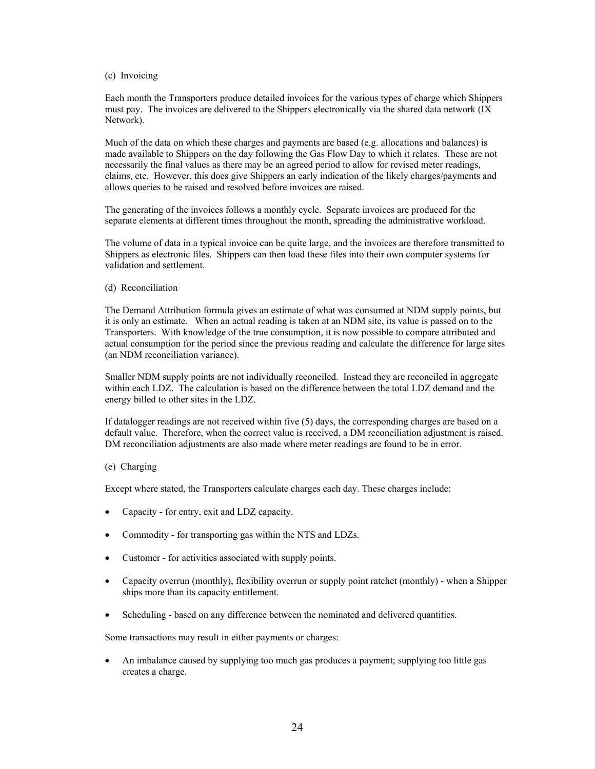(c) Invoicing

Each month the Transporters produce detailed invoices for the various types of charge which Shippers must pay. The invoices are delivered to the Shippers electronically via the shared data network (IX Network).

Much of the data on which these charges and payments are based (e.g. allocations and balances) is made available to Shippers on the day following the Gas Flow Day to which it relates. These are not necessarily the final values as there may be an agreed period to allow for revised meter readings, claims, etc. However, this does give Shippers an early indication of the likely charges/payments and allows queries to be raised and resolved before invoices are raised.

The generating of the invoices follows a monthly cycle. Separate invoices are produced for the separate elements at different times throughout the month, spreading the administrative workload.

The volume of data in a typical invoice can be quite large, and the invoices are therefore transmitted to Shippers as electronic files. Shippers can then load these files into their own computer systems for validation and settlement.

(d) Reconciliation

The Demand Attribution formula gives an estimate of what was consumed at NDM supply points, but it is only an estimate. When an actual reading is taken at an NDM site, its value is passed on to the Transporters. With knowledge of the true consumption, it is now possible to compare attributed and actual consumption for the period since the previous reading and calculate the difference for large sites (an NDM reconciliation variance).

Smaller NDM supply points are not individually reconciled. Instead they are reconciled in aggregate within each LDZ. The calculation is based on the difference between the total LDZ demand and the energy billed to other sites in the LDZ.

If datalogger readings are not received within five (5) days, the corresponding charges are based on a default value. Therefore, when the correct value is received, a DM reconciliation adjustment is raised. DM reconciliation adjustments are also made where meter readings are found to be in error.

(e) Charging

Except where stated, the Transporters calculate charges each day. These charges include:

- Capacity - for entry, exit and LDZ capacity.
- Commodity - for transporting gas within the NTS and LDZs.
- Customer - for activities associated with supply points.
- Capacity overrun (monthly), flexibility overrun or supply point ratchet (monthly) - when a Shipper ships more than its capacity entitlement.
- Scheduling - based on any difference between the nominated and delivered quantities.

Some transactions may result in either payments or charges:

- An imbalance caused by supplying too much gas produces a payment; supplying too little gas creates a charge.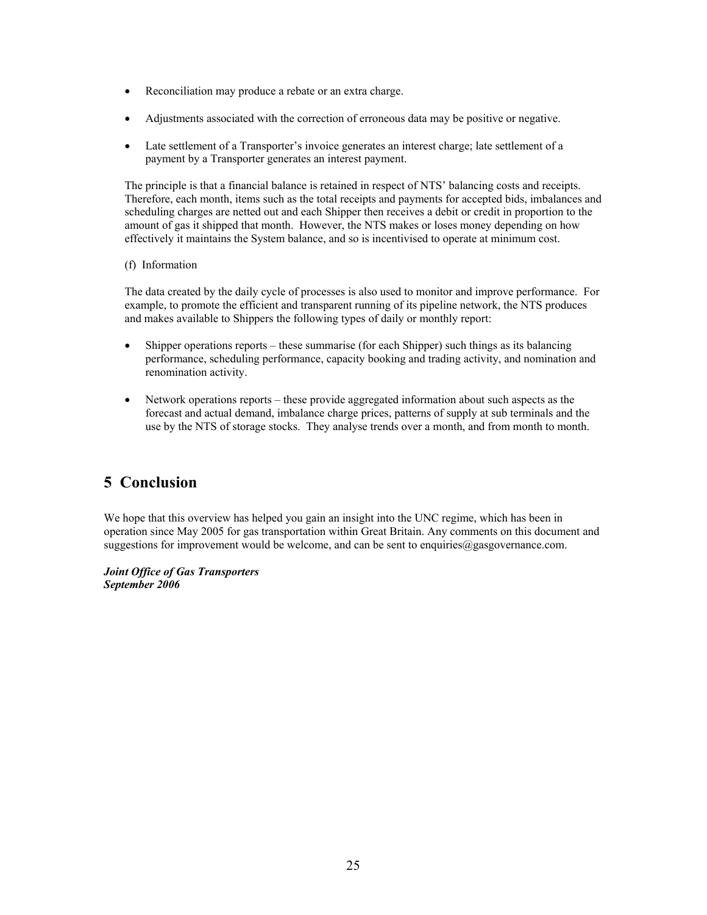- Reconciliation may produce a rebate or an extra charge.

- Adjustments associated with the correction of erroneous data may be positive or negative.

- Late settlement of a Transporter's invoice generates an interest charge; late settlement of a payment by a Transporter generates an interest payment.

The principle is that a financial balance is retained in respect of NTS' balancing costs and receipts. Therefore, each month, items such as the total receipts and payments for accepted bids, imbalances and scheduling charges are netted out and each Shipper then receives a debit or credit in proportion to the amount of gas it shipped that month. However, the NTS makes or loses money depending on how effectively it maintains the System balance, and so is incentivised to operate at minimum cost.

(f) Information

The data created by the daily cycle of processes is also used to monitor and improve performance. For example, to promote the efficient and transparent running of its pipeline network, the NTS produces and makes available to Shippers the following types of daily or monthly report:

- Shipper operations reports – these summarise (for each Shipper) such things as its balancing performance, scheduling performance, capacity booking and trading activity, and nomination and renomination activity.

- Network operations reports – these provide aggregated information about such aspects as the forecast and actual demand, imbalance charge prices, patterns of supply at sub terminals and the use by the NTS of storage stocks. They analyse trends over a month, and from month to month.

# 5 Conclusion

We hope that this overview has helped you gain an insight into the UNC regime, which has been in operation since May 2005 for gas transportation within Great Britain. Any comments on this document and suggestions for improvement would be welcome, and can be sent to enquiries@gasgovernance.com.

***Joint Office of Gas Transporters***
***September 2006***